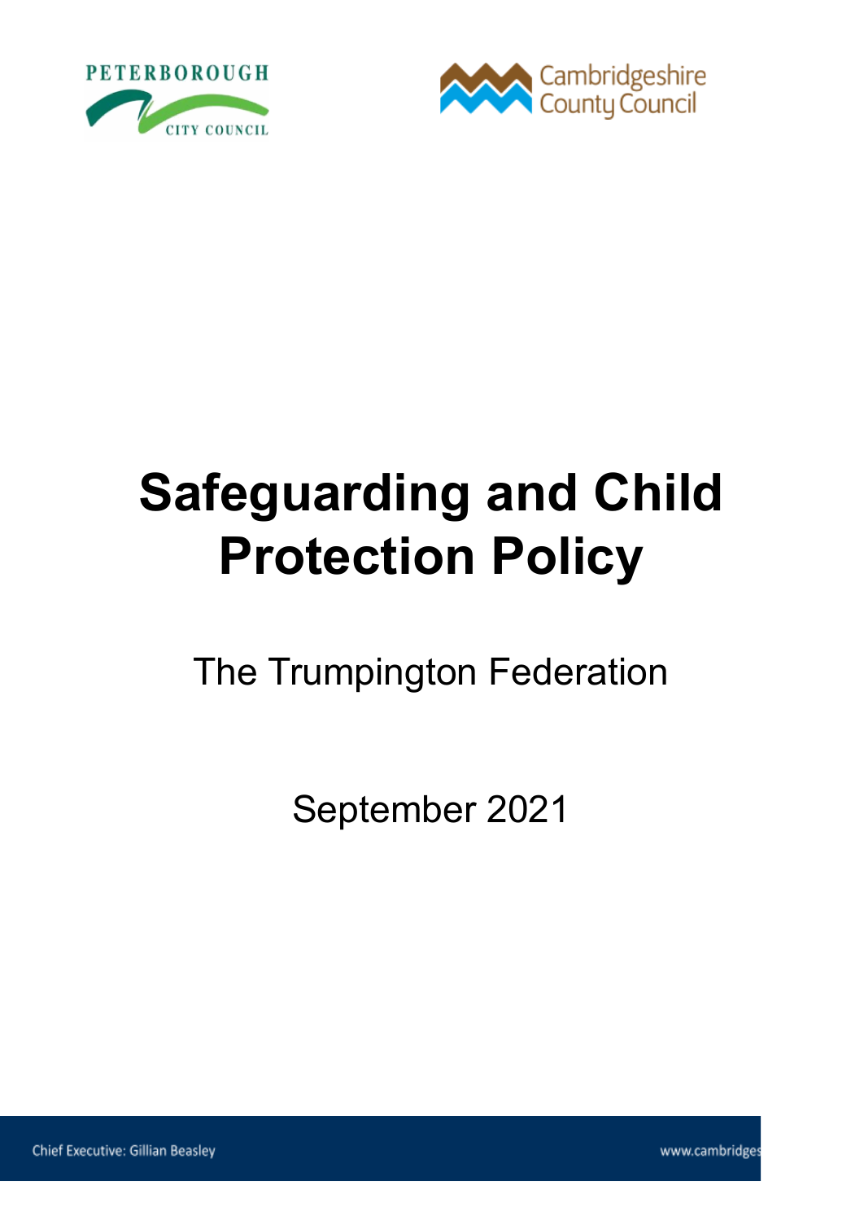# Safeguarding and Child Protection Policy

The Trumpington Federation

September 2021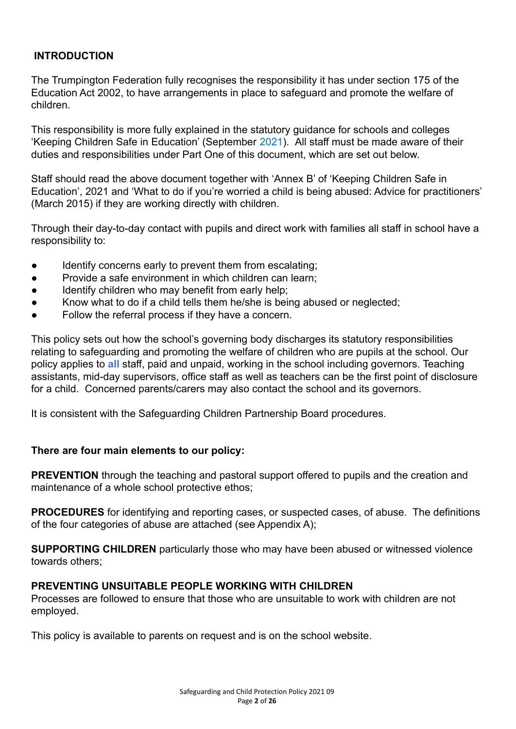## INTRODUCTION

The Trumpington Federation fully recognises the responsibility it has under section 175 of the Education Act 2002, to have arrangements in place to safeguard and promote the welfare of children.

This responsibility is more fully explained in the statutory guidance for schools and colleges 'Keeping Children Safe in Education' (September 2021). All staff must be made aware of their duties and responsibilities under Part One of this document, which are set out below.

Staff should read the above document together with 'Annex B' of 'Keeping Children Safe in Education', 2021 and 'What to do if you're worried a child is being abused: Advice for practitioners' (March 2015) if they are working directly with children.

Through their day-to-day contact with pupils and direct work with families all staff in school have a responsibility to:

- Identify concerns early to prevent them from escalating;
- Provide a safe environment in which children can learn;
- Identify children who may benefit from early help;
- Know what to do if a child tells them he/she is being abused or neglected;
- Follow the referral process if they have a concern.

This policy sets out how the school's governing body discharges its statutory responsibilities relating to safeguarding and promoting the welfare of children who are pupils at the school. Our policy applies to **all** staff, paid and unpaid, working in the school including governors. Teaching assistants, mid-day supervisors, office staff as well as teachers can be the first point of disclosure for a child. Concerned parents/carers may also contact the school and its governors.

It is consistent with the Safeguarding Children Partnership Board procedures.

**There are four main elements to our policy:**

**PREVENTION** through the teaching and pastoral support offered to pupils and the creation and maintenance of a whole school protective ethos;

**PROCEDURES** for identifying and reporting cases, or suspected cases, of abuse. The definitions of the four categories of abuse are attached (see Appendix A);

**SUPPORTING CHILDREN** particularly those who may have been abused or witnessed violence towards others;

**PREVENTING UNSUITABLE PEOPLE WORKING WITH CHILDREN**
Processes are followed to ensure that those who are unsuitable to work with children are not employed.

This policy is available to parents on request and is on the school website.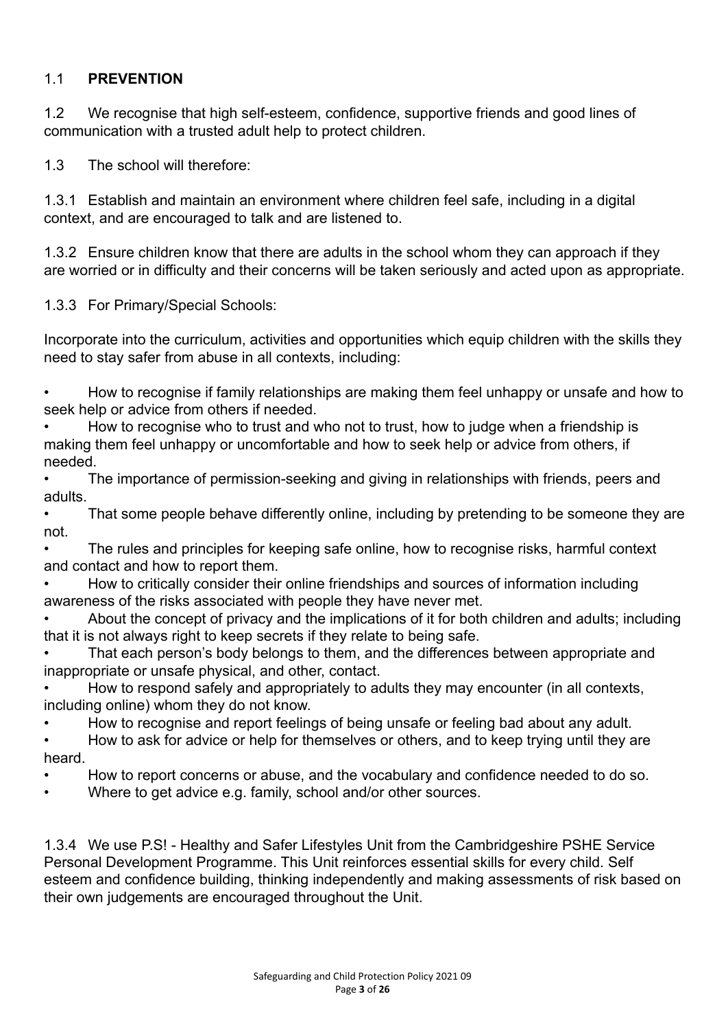## 1.1 **PREVENTION**

1.2 We recognise that high self-esteem, confidence, supportive friends and good lines of communication with a trusted adult help to protect children.

1.3 The school will therefore:

1.3.1 Establish and maintain an environment where children feel safe, including in a digital context, and are encouraged to talk and are listened to.

1.3.2 Ensure children know that there are adults in the school whom they can approach if they are worried or in difficulty and their concerns will be taken seriously and acted upon as appropriate.

1.3.3 For Primary/Special Schools:

Incorporate into the curriculum, activities and opportunities which equip children with the skills they need to stay safer from abuse in all contexts, including:

- How to recognise if family relationships are making them feel unhappy or unsafe and how to seek help or advice from others if needed.
- How to recognise who to trust and who not to trust, how to judge when a friendship is making them feel unhappy or uncomfortable and how to seek help or advice from others, if needed.
- The importance of permission-seeking and giving in relationships with friends, peers and adults.
- That some people behave differently online, including by pretending to be someone they are not.
- The rules and principles for keeping safe online, how to recognise risks, harmful context and contact and how to report them.
- How to critically consider their online friendships and sources of information including awareness of the risks associated with people they have never met.
- About the concept of privacy and the implications of it for both children and adults; including that it is not always right to keep secrets if they relate to being safe.
- That each person's body belongs to them, and the differences between appropriate and inappropriate or unsafe physical, and other, contact.
- How to respond safely and appropriately to adults they may encounter (in all contexts, including online) whom they do not know.
- How to recognise and report feelings of being unsafe or feeling bad about any adult.
- How to ask for advice or help for themselves or others, and to keep trying until they are heard.
- How to report concerns or abuse, and the vocabulary and confidence needed to do so.
- Where to get advice e.g. family, school and/or other sources.

1.3.4 We use P.S! - Healthy and Safer Lifestyles Unit from the Cambridgeshire PSHE Service Personal Development Programme. This Unit reinforces essential skills for every child. Self esteem and confidence building, thinking independently and making assessments of risk based on their own judgements are encouraged throughout the Unit.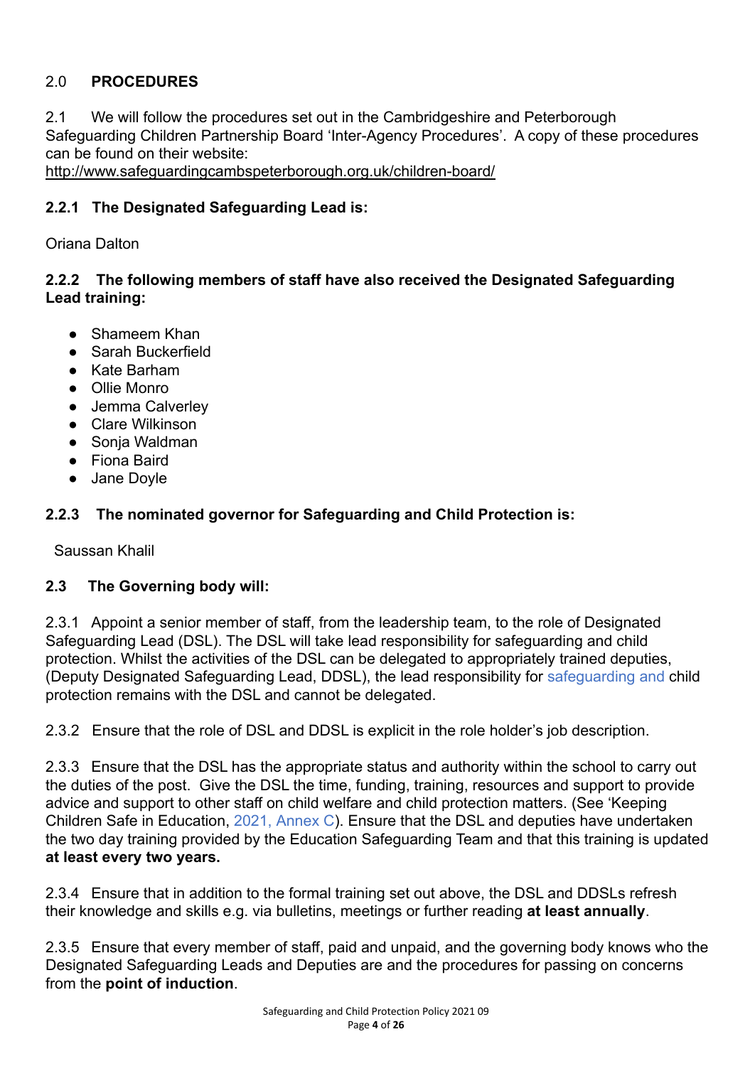## 2.0 PROCEDURES

2.1 We will follow the procedures set out in the Cambridgeshire and Peterborough Safeguarding Children Partnership Board 'Inter-Agency Procedures'. A copy of these procedures can be found on their website:
http://www.safeguardingcambspeterborough.org.uk/children-board/

### 2.2.1 The Designated Safeguarding Lead is:

Oriana Dalton

### 2.2.2 The following members of staff have also received the Designated Safeguarding Lead training:

- Shameem Khan
- Sarah Buckerfield
- Kate Barham
- Ollie Monro
- Jemma Calverley
- Clare Wilkinson
- Sonja Waldman
- Fiona Baird
- Jane Doyle

### 2.2.3 The nominated governor for Safeguarding and Child Protection is:

Saussan Khalil

### 2.3 The Governing body will:

2.3.1 Appoint a senior member of staff, from the leadership team, to the role of Designated Safeguarding Lead (DSL). The DSL will take lead responsibility for safeguarding and child protection. Whilst the activities of the DSL can be delegated to appropriately trained deputies, (Deputy Designated Safeguarding Lead, DDSL), the lead responsibility for safeguarding and child protection remains with the DSL and cannot be delegated.

2.3.2 Ensure that the role of DSL and DDSL is explicit in the role holder's job description.

2.3.3 Ensure that the DSL has the appropriate status and authority within the school to carry out the duties of the post. Give the DSL the time, funding, training, resources and support to provide advice and support to other staff on child welfare and child protection matters. (See 'Keeping Children Safe in Education, 2021, Annex C). Ensure that the DSL and deputies have undertaken the two day training provided by the Education Safeguarding Team and that this training is updated **at least every two years.**

2.3.4 Ensure that in addition to the formal training set out above, the DSL and DDSLs refresh their knowledge and skills e.g. via bulletins, meetings or further reading **at least annually**.

2.3.5 Ensure that every member of staff, paid and unpaid, and the governing body knows who the Designated Safeguarding Leads and Deputies are and the procedures for passing on concerns from the **point of induction**.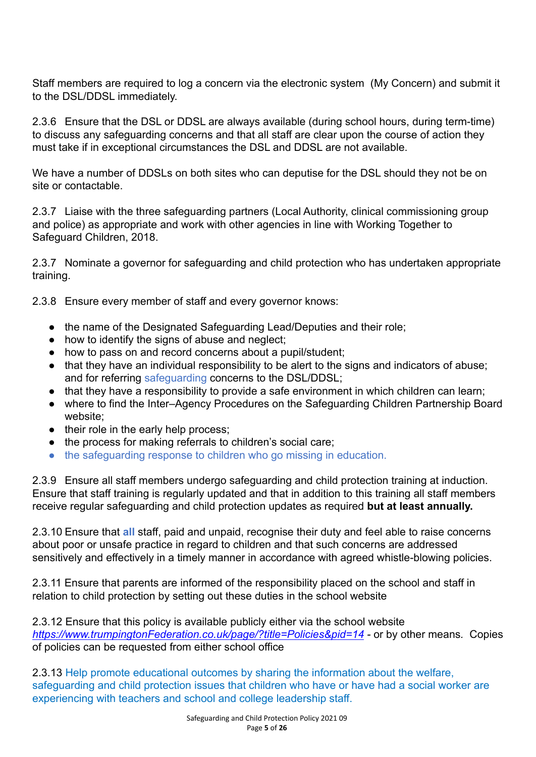Staff members are required to log a concern via the electronic system (My Concern) and submit it to the DSL/DDSL immediately.

2.3.6 Ensure that the DSL or DDSL are always available (during school hours, during term-time) to discuss any safeguarding concerns and that all staff are clear upon the course of action they must take if in exceptional circumstances the DSL and DDSL are not available.

We have a number of DDSLs on both sites who can deputise for the DSL should they not be on site or contactable.

2.3.7 Liaise with the three safeguarding partners (Local Authority, clinical commissioning group and police) as appropriate and work with other agencies in line with Working Together to Safeguard Children, 2018.

2.3.7 Nominate a governor for safeguarding and child protection who has undertaken appropriate training.

2.3.8 Ensure every member of staff and every governor knows:

- the name of the Designated Safeguarding Lead/Deputies and their role;
- how to identify the signs of abuse and neglect;
- how to pass on and record concerns about a pupil/student;
- that they have an individual responsibility to be alert to the signs and indicators of abuse; and for referring safeguarding concerns to the DSL/DDSL;
- that they have a responsibility to provide a safe environment in which children can learn;
- where to find the Inter–Agency Procedures on the Safeguarding Children Partnership Board website;
- their role in the early help process;
- the process for making referrals to children's social care;
- the safeguarding response to children who go missing in education.

2.3.9 Ensure all staff members undergo safeguarding and child protection training at induction. Ensure that staff training is regularly updated and that in addition to this training all staff members receive regular safeguarding and child protection updates as required **but at least annually.**

2.3.10 Ensure that **all** staff, paid and unpaid, recognise their duty and feel able to raise concerns about poor or unsafe practice in regard to children and that such concerns are addressed sensitively and effectively in a timely manner in accordance with agreed whistle-blowing policies.

2.3.11 Ensure that parents are informed of the responsibility placed on the school and staff in relation to child protection by setting out these duties in the school website

2.3.12 Ensure that this policy is available publicly either via the school website *https://www.trumpingtonFederation.co.uk/page/?title=Policies&pid=14* - or by other means. Copies of policies can be requested from either school office

2.3.13 Help promote educational outcomes by sharing the information about the welfare, safeguarding and child protection issues that children who have or have had a social worker are experiencing with teachers and school and college leadership staff.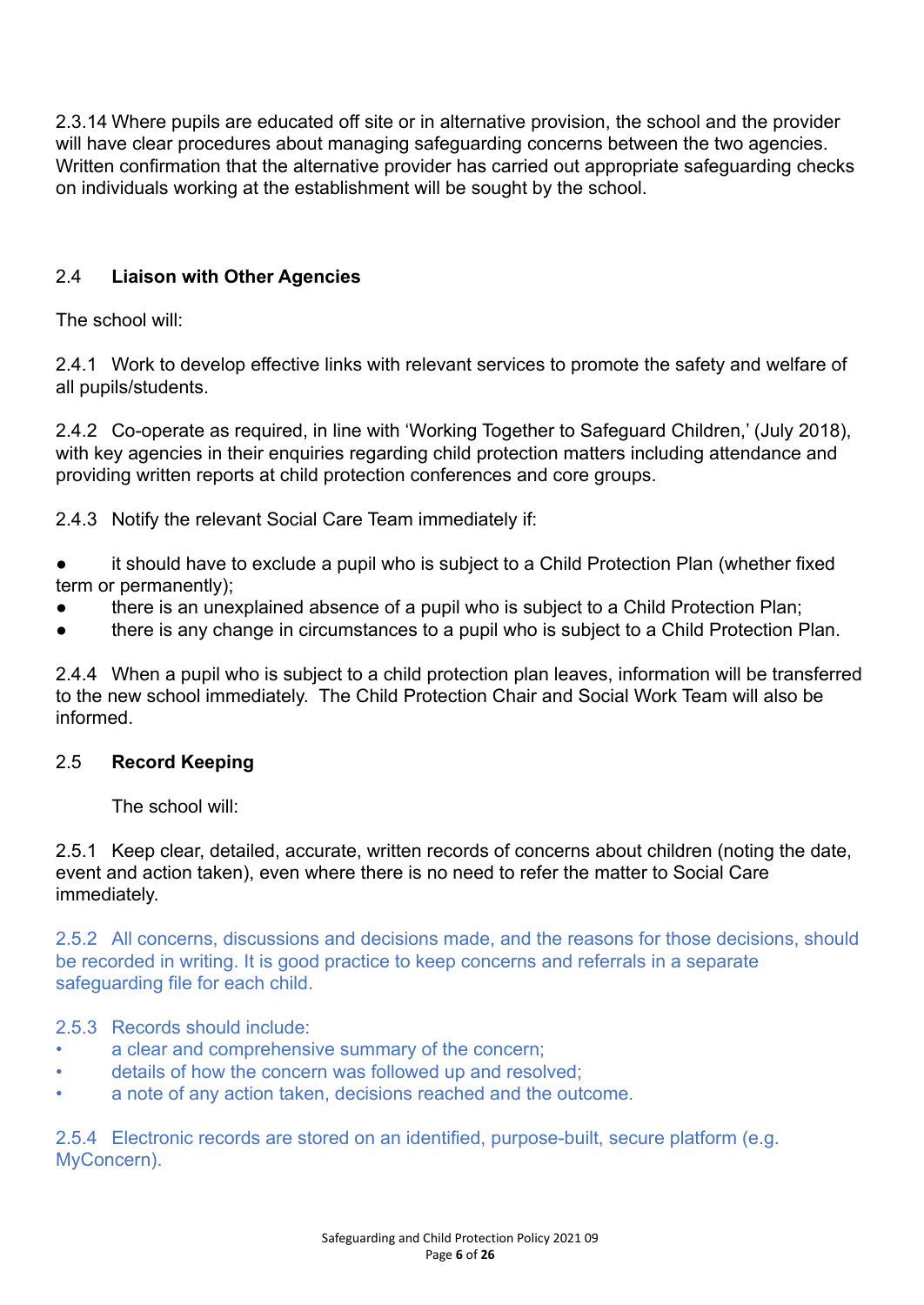2.3.14 Where pupils are educated off site or in alternative provision, the school and the provider will have clear procedures about managing safeguarding concerns between the two agencies. Written confirmation that the alternative provider has carried out appropriate safeguarding checks on individuals working at the establishment will be sought by the school.

## 2.4 Liaison with Other Agencies

The school will:

2.4.1 Work to develop effective links with relevant services to promote the safety and welfare of all pupils/students.

2.4.2 Co-operate as required, in line with 'Working Together to Safeguard Children,' (July 2018), with key agencies in their enquiries regarding child protection matters including attendance and providing written reports at child protection conferences and core groups.

2.4.3 Notify the relevant Social Care Team immediately if:

- it should have to exclude a pupil who is subject to a Child Protection Plan (whether fixed term or permanently);
- there is an unexplained absence of a pupil who is subject to a Child Protection Plan;
- there is any change in circumstances to a pupil who is subject to a Child Protection Plan.

2.4.4 When a pupil who is subject to a child protection plan leaves, information will be transferred to the new school immediately. The Child Protection Chair and Social Work Team will also be informed.

## 2.5 Record Keeping

The school will:

2.5.1 Keep clear, detailed, accurate, written records of concerns about children (noting the date, event and action taken), even where there is no need to refer the matter to Social Care immediately.

2.5.2 All concerns, discussions and decisions made, and the reasons for those decisions, should be recorded in writing. It is good practice to keep concerns and referrals in a separate safeguarding file for each child.

2.5.3 Records should include:

- a clear and comprehensive summary of the concern;
- details of how the concern was followed up and resolved;
- a note of any action taken, decisions reached and the outcome.

2.5.4 Electronic records are stored on an identified, purpose-built, secure platform (e.g. MyConcern).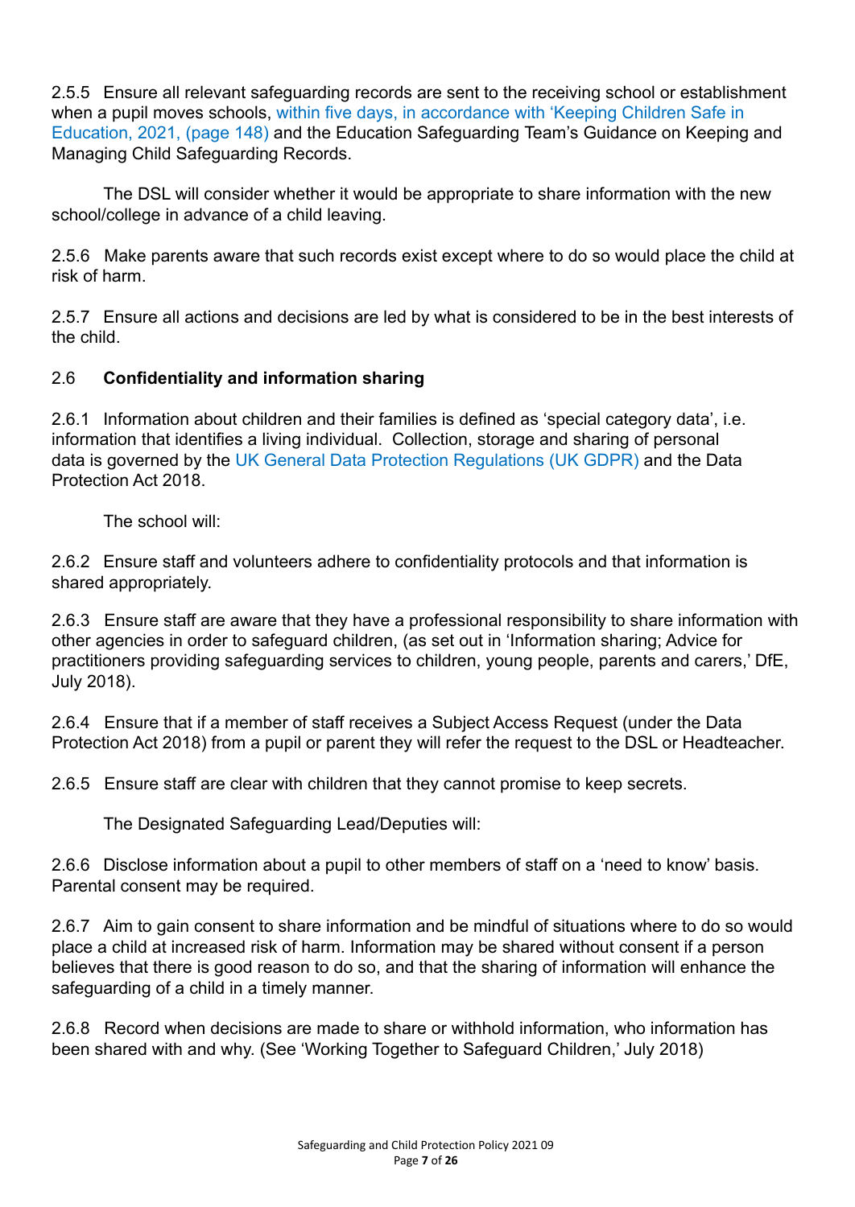2.5.5 Ensure all relevant safeguarding records are sent to the receiving school or establishment when a pupil moves schools, within five days, in accordance with 'Keeping Children Safe in Education, 2021, (page 148) and the Education Safeguarding Team's Guidance on Keeping and Managing Child Safeguarding Records.

The DSL will consider whether it would be appropriate to share information with the new school/college in advance of a child leaving.

2.5.6 Make parents aware that such records exist except where to do so would place the child at risk of harm.

2.5.7 Ensure all actions and decisions are led by what is considered to be in the best interests of the child.

## 2.6 Confidentiality and information sharing

2.6.1 Information about children and their families is defined as 'special category data', i.e. information that identifies a living individual. Collection, storage and sharing of personal data is governed by the UK General Data Protection Regulations (UK GDPR) and the Data Protection Act 2018.

The school will:

2.6.2 Ensure staff and volunteers adhere to confidentiality protocols and that information is shared appropriately.

2.6.3 Ensure staff are aware that they have a professional responsibility to share information with other agencies in order to safeguard children, (as set out in 'Information sharing; Advice for practitioners providing safeguarding services to children, young people, parents and carers,' DfE, July 2018).

2.6.4 Ensure that if a member of staff receives a Subject Access Request (under the Data Protection Act 2018) from a pupil or parent they will refer the request to the DSL or Headteacher.

2.6.5 Ensure staff are clear with children that they cannot promise to keep secrets.

The Designated Safeguarding Lead/Deputies will:

2.6.6 Disclose information about a pupil to other members of staff on a 'need to know' basis. Parental consent may be required.

2.6.7 Aim to gain consent to share information and be mindful of situations where to do so would place a child at increased risk of harm. Information may be shared without consent if a person believes that there is good reason to do so, and that the sharing of information will enhance the safeguarding of a child in a timely manner.

2.6.8 Record when decisions are made to share or withhold information, who information has been shared with and why. (See 'Working Together to Safeguard Children,' July 2018)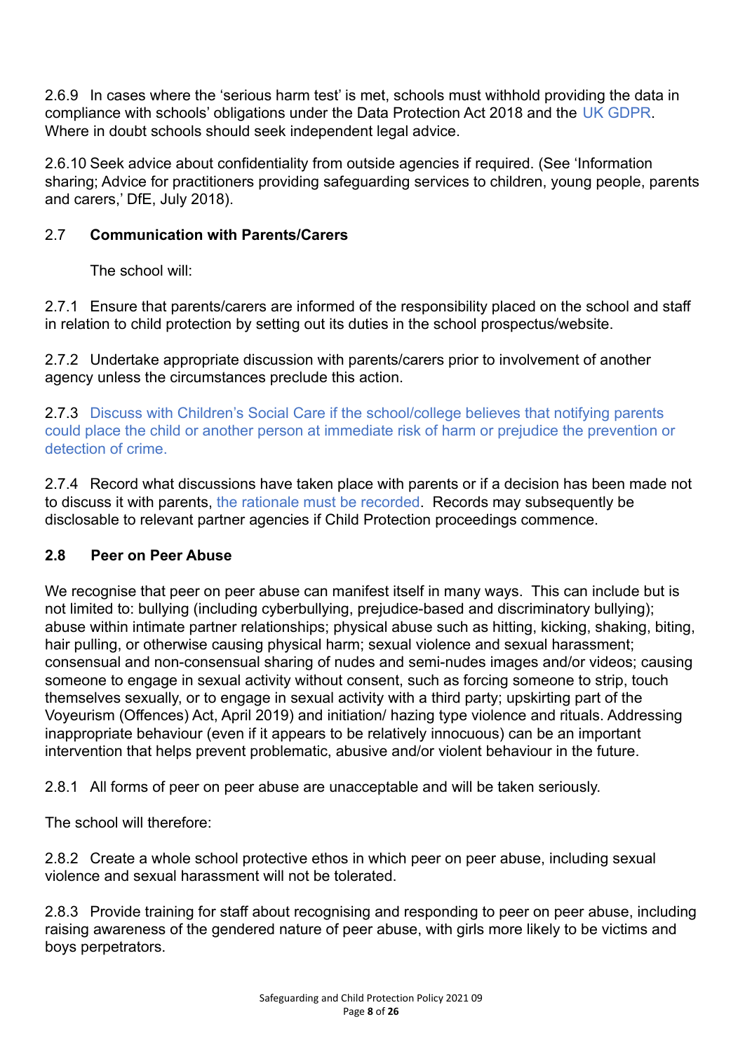2.6.9 In cases where the 'serious harm test' is met, schools must withhold providing the data in compliance with schools' obligations under the Data Protection Act 2018 and the UK GDPR. Where in doubt schools should seek independent legal advice.

2.6.10 Seek advice about confidentiality from outside agencies if required. (See 'Information sharing; Advice for practitioners providing safeguarding services to children, young people, parents and carers,' DfE, July 2018).

## 2.7 Communication with Parents/Carers

The school will:

2.7.1 Ensure that parents/carers are informed of the responsibility placed on the school and staff in relation to child protection by setting out its duties in the school prospectus/website.

2.7.2 Undertake appropriate discussion with parents/carers prior to involvement of another agency unless the circumstances preclude this action.

2.7.3 Discuss with Children's Social Care if the school/college believes that notifying parents could place the child or another person at immediate risk of harm or prejudice the prevention or detection of crime.

2.7.4 Record what discussions have taken place with parents or if a decision has been made not to discuss it with parents, the rationale must be recorded. Records may subsequently be disclosable to relevant partner agencies if Child Protection proceedings commence.

## 2.8 Peer on Peer Abuse

We recognise that peer on peer abuse can manifest itself in many ways. This can include but is not limited to: bullying (including cyberbullying, prejudice-based and discriminatory bullying); abuse within intimate partner relationships; physical abuse such as hitting, kicking, shaking, biting, hair pulling, or otherwise causing physical harm; sexual violence and sexual harassment; consensual and non-consensual sharing of nudes and semi-nudes images and/or videos; causing someone to engage in sexual activity without consent, such as forcing someone to strip, touch themselves sexually, or to engage in sexual activity with a third party; upskirting part of the Voyeurism (Offences) Act, April 2019) and initiation/ hazing type violence and rituals. Addressing inappropriate behaviour (even if it appears to be relatively innocuous) can be an important intervention that helps prevent problematic, abusive and/or violent behaviour in the future.

2.8.1 All forms of peer on peer abuse are unacceptable and will be taken seriously.

The school will therefore:

2.8.2 Create a whole school protective ethos in which peer on peer abuse, including sexual violence and sexual harassment will not be tolerated.

2.8.3 Provide training for staff about recognising and responding to peer on peer abuse, including raising awareness of the gendered nature of peer abuse, with girls more likely to be victims and boys perpetrators.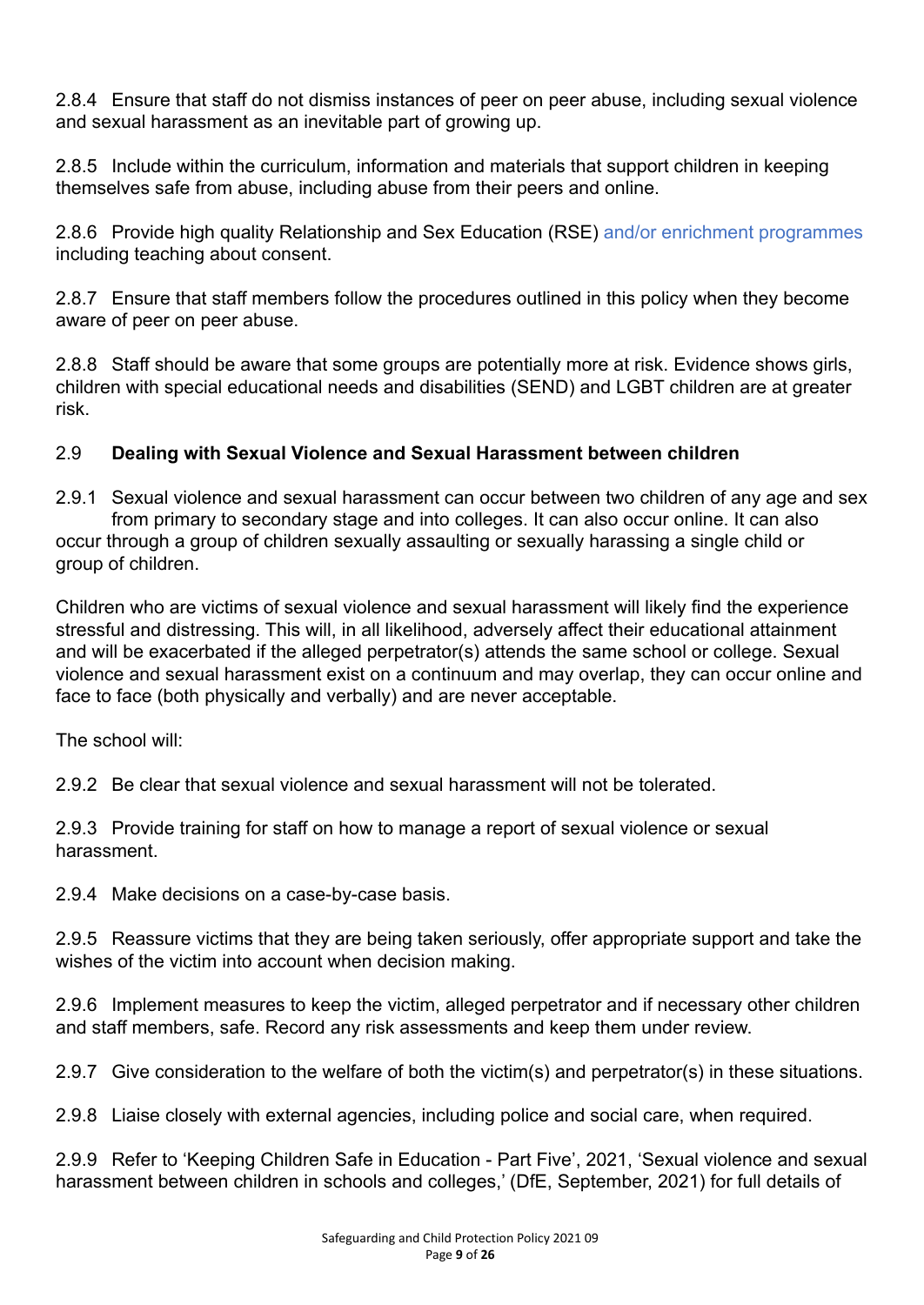2.8.4 Ensure that staff do not dismiss instances of peer on peer abuse, including sexual violence and sexual harassment as an inevitable part of growing up.

2.8.5 Include within the curriculum, information and materials that support children in keeping themselves safe from abuse, including abuse from their peers and online.

2.8.6 Provide high quality Relationship and Sex Education (RSE) and/or enrichment programmes including teaching about consent.

2.8.7 Ensure that staff members follow the procedures outlined in this policy when they become aware of peer on peer abuse.

2.8.8 Staff should be aware that some groups are potentially more at risk. Evidence shows girls, children with special educational needs and disabilities (SEND) and LGBT children are at greater risk.

### 2.9 **Dealing with Sexual Violence and Sexual Harassment between children**

2.9.1 Sexual violence and sexual harassment can occur between two children of any age and sex from primary to secondary stage and into colleges. It can also occur online. It can also occur through a group of children sexually assaulting or sexually harassing a single child or group of children.

Children who are victims of sexual violence and sexual harassment will likely find the experience stressful and distressing. This will, in all likelihood, adversely affect their educational attainment and will be exacerbated if the alleged perpetrator(s) attends the same school or college. Sexual violence and sexual harassment exist on a continuum and may overlap, they can occur online and face to face (both physically and verbally) and are never acceptable.

The school will:

2.9.2 Be clear that sexual violence and sexual harassment will not be tolerated.

2.9.3 Provide training for staff on how to manage a report of sexual violence or sexual harassment.

2.9.4 Make decisions on a case-by-case basis.

2.9.5 Reassure victims that they are being taken seriously, offer appropriate support and take the wishes of the victim into account when decision making.

2.9.6 Implement measures to keep the victim, alleged perpetrator and if necessary other children and staff members, safe. Record any risk assessments and keep them under review.

2.9.7 Give consideration to the welfare of both the victim(s) and perpetrator(s) in these situations.

2.9.8 Liaise closely with external agencies, including police and social care, when required.

2.9.9 Refer to 'Keeping Children Safe in Education - Part Five', 2021, 'Sexual violence and sexual harassment between children in schools and colleges,' (DfE, September, 2021) for full details of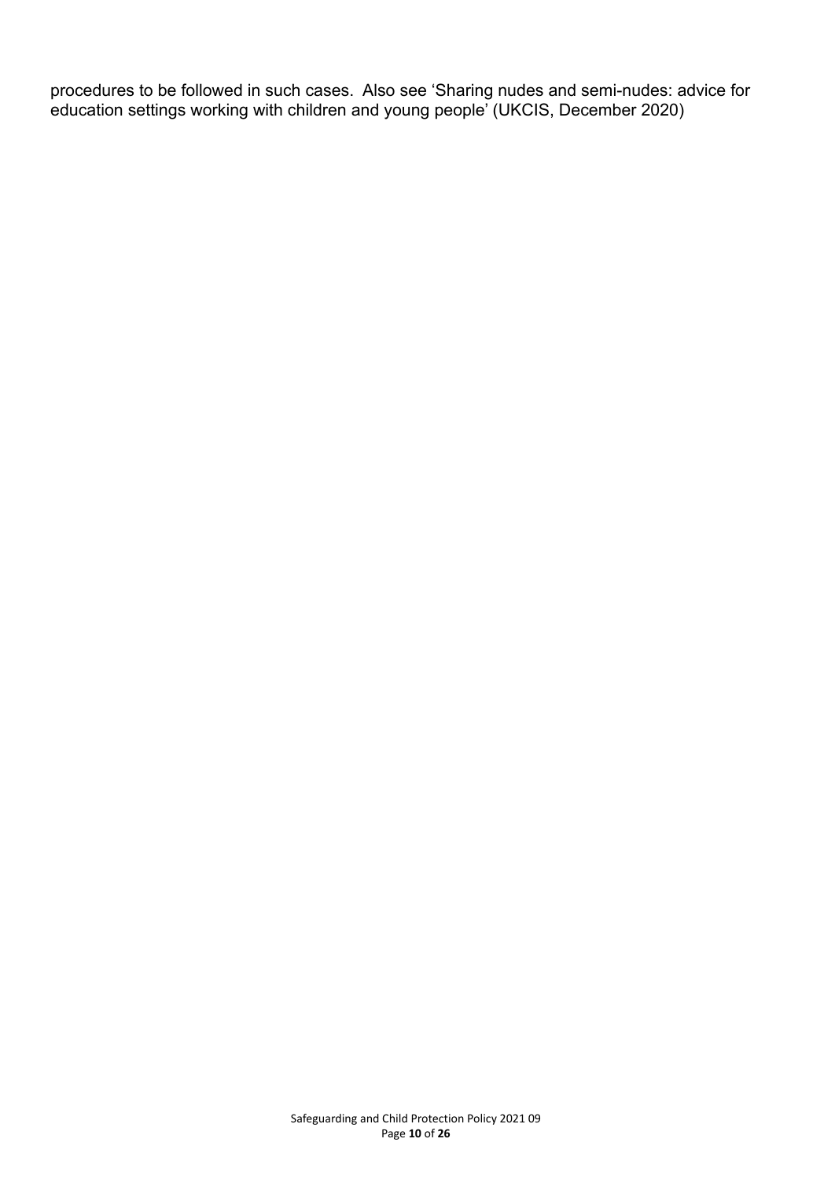procedures to be followed in such cases. Also see 'Sharing nudes and semi-nudes: advice for education settings working with children and young people' (UKCIS, December 2020)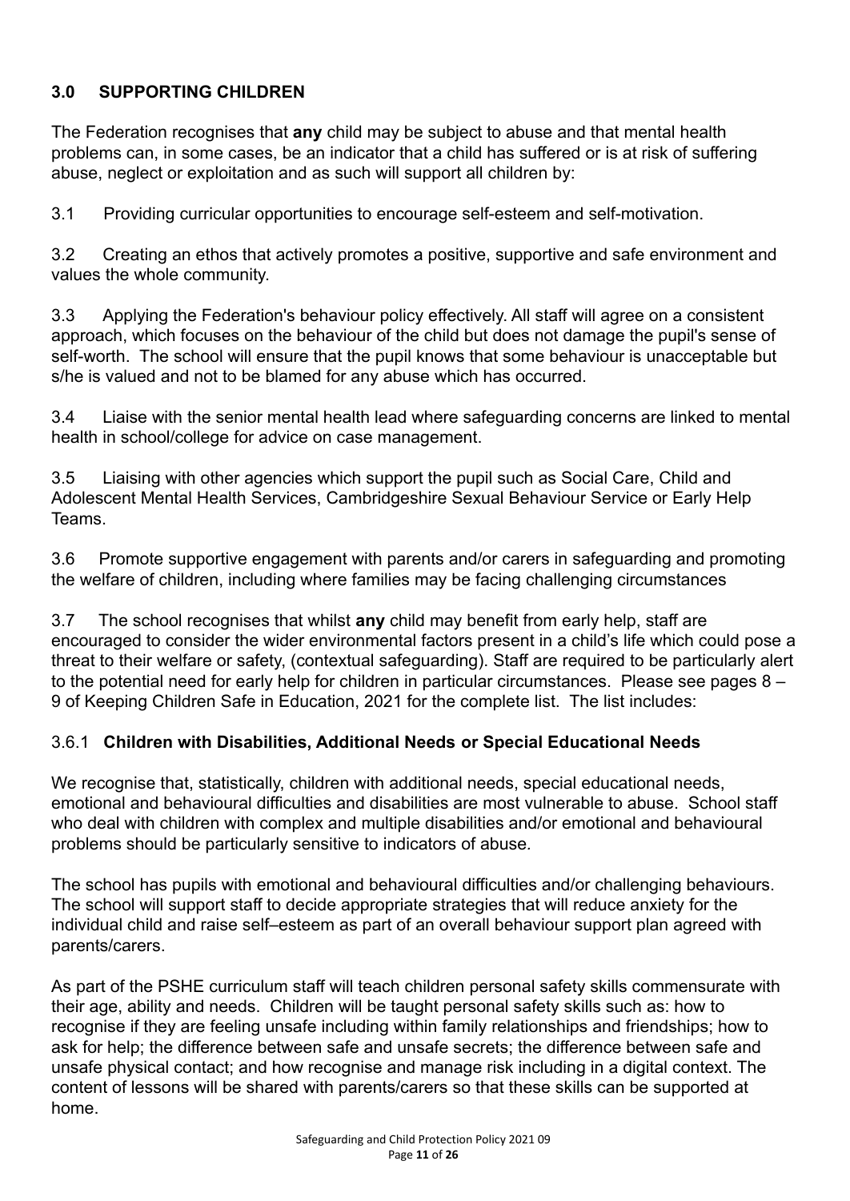## 3.0 SUPPORTING CHILDREN

The Federation recognises that **any** child may be subject to abuse and that mental health problems can, in some cases, be an indicator that a child has suffered or is at risk of suffering abuse, neglect or exploitation and as such will support all children by:

3.1 Providing curricular opportunities to encourage self-esteem and self-motivation.

3.2 Creating an ethos that actively promotes a positive, supportive and safe environment and values the whole community.

3.3 Applying the Federation's behaviour policy effectively. All staff will agree on a consistent approach, which focuses on the behaviour of the child but does not damage the pupil's sense of self-worth. The school will ensure that the pupil knows that some behaviour is unacceptable but s/he is valued and not to be blamed for any abuse which has occurred.

3.4 Liaise with the senior mental health lead where safeguarding concerns are linked to mental health in school/college for advice on case management.

3.5 Liaising with other agencies which support the pupil such as Social Care, Child and Adolescent Mental Health Services, Cambridgeshire Sexual Behaviour Service or Early Help Teams.

3.6 Promote supportive engagement with parents and/or carers in safeguarding and promoting the welfare of children, including where families may be facing challenging circumstances

3.7 The school recognises that whilst **any** child may benefit from early help, staff are encouraged to consider the wider environmental factors present in a child's life which could pose a threat to their welfare or safety, (contextual safeguarding). Staff are required to be particularly alert to the potential need for early help for children in particular circumstances. Please see pages 8 – 9 of Keeping Children Safe in Education, 2021 for the complete list. The list includes:

### 3.6.1 Children with Disabilities, Additional Needs or Special Educational Needs

We recognise that, statistically, children with additional needs, special educational needs, emotional and behavioural difficulties and disabilities are most vulnerable to abuse. School staff who deal with children with complex and multiple disabilities and/or emotional and behavioural problems should be particularly sensitive to indicators of abuse.

The school has pupils with emotional and behavioural difficulties and/or challenging behaviours. The school will support staff to decide appropriate strategies that will reduce anxiety for the individual child and raise self–esteem as part of an overall behaviour support plan agreed with parents/carers.

As part of the PSHE curriculum staff will teach children personal safety skills commensurate with their age, ability and needs. Children will be taught personal safety skills such as: how to recognise if they are feeling unsafe including within family relationships and friendships; how to ask for help; the difference between safe and unsafe secrets; the difference between safe and unsafe physical contact; and how recognise and manage risk including in a digital context. The content of lessons will be shared with parents/carers so that these skills can be supported at home.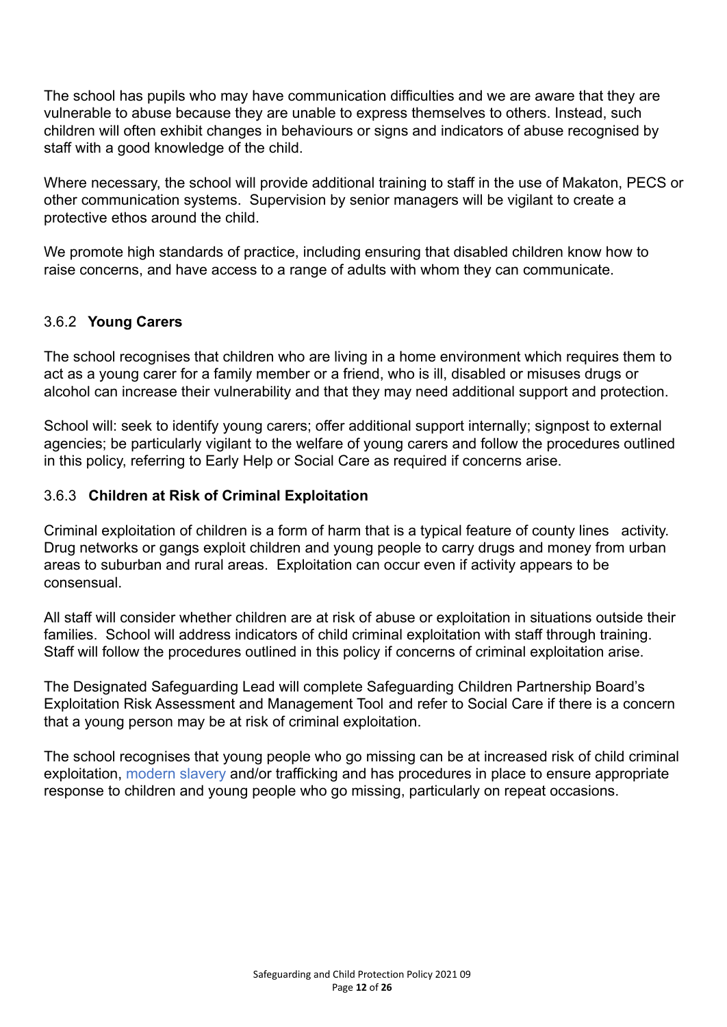The school has pupils who may have communication difficulties and we are aware that they are vulnerable to abuse because they are unable to express themselves to others. Instead, such children will often exhibit changes in behaviours or signs and indicators of abuse recognised by staff with a good knowledge of the child.

Where necessary, the school will provide additional training to staff in the use of Makaton, PECS or other communication systems. Supervision by senior managers will be vigilant to create a protective ethos around the child.

We promote high standards of practice, including ensuring that disabled children know how to raise concerns, and have access to a range of adults with whom they can communicate.

### 3.6.2 **Young Carers**

The school recognises that children who are living in a home environment which requires them to act as a young carer for a family member or a friend, who is ill, disabled or misuses drugs or alcohol can increase their vulnerability and that they may need additional support and protection.

School will: seek to identify young carers; offer additional support internally; signpost to external agencies; be particularly vigilant to the welfare of young carers and follow the procedures outlined in this policy, referring to Early Help or Social Care as required if concerns arise.

### 3.6.3 **Children at Risk of Criminal Exploitation**

Criminal exploitation of children is a form of harm that is a typical feature of county lines activity. Drug networks or gangs exploit children and young people to carry drugs and money from urban areas to suburban and rural areas. Exploitation can occur even if activity appears to be consensual.

All staff will consider whether children are at risk of abuse or exploitation in situations outside their families. School will address indicators of child criminal exploitation with staff through training. Staff will follow the procedures outlined in this policy if concerns of criminal exploitation arise.

The Designated Safeguarding Lead will complete Safeguarding Children Partnership Board's Exploitation Risk Assessment and Management Tool and refer to Social Care if there is a concern that a young person may be at risk of criminal exploitation.

The school recognises that young people who go missing can be at increased risk of child criminal exploitation, modern slavery and/or trafficking and has procedures in place to ensure appropriate response to children and young people who go missing, particularly on repeat occasions.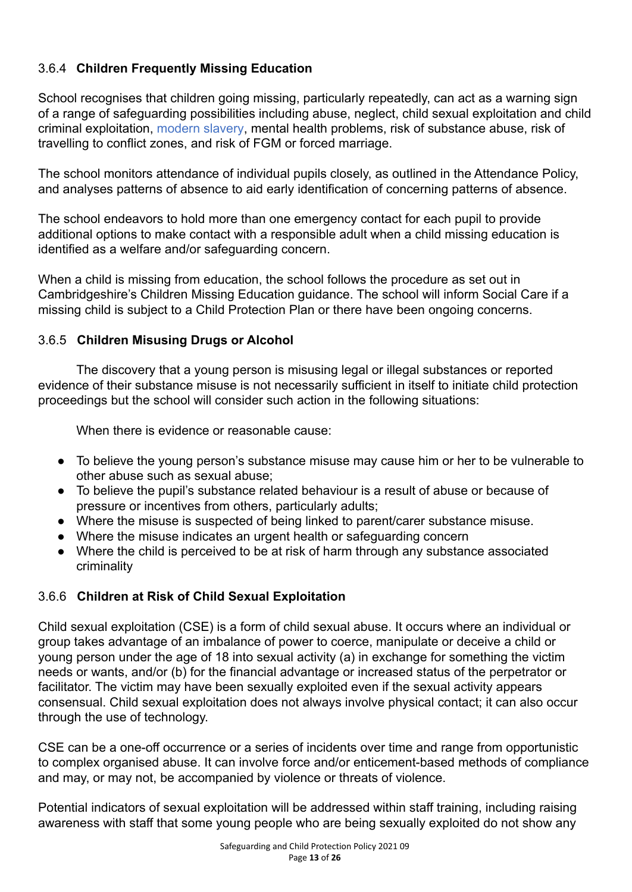### 3.6.4 **Children Frequently Missing Education**

School recognises that children going missing, particularly repeatedly, can act as a warning sign of a range of safeguarding possibilities including abuse, neglect, child sexual exploitation and child criminal exploitation, modern slavery, mental health problems, risk of substance abuse, risk of travelling to conflict zones, and risk of FGM or forced marriage.

The school monitors attendance of individual pupils closely, as outlined in the Attendance Policy, and analyses patterns of absence to aid early identification of concerning patterns of absence.

The school endeavors to hold more than one emergency contact for each pupil to provide additional options to make contact with a responsible adult when a child missing education is identified as a welfare and/or safeguarding concern.

When a child is missing from education, the school follows the procedure as set out in Cambridgeshire's Children Missing Education guidance. The school will inform Social Care if a missing child is subject to a Child Protection Plan or there have been ongoing concerns.

### 3.6.5 **Children Misusing Drugs or Alcohol**

The discovery that a young person is misusing legal or illegal substances or reported evidence of their substance misuse is not necessarily sufficient in itself to initiate child protection proceedings but the school will consider such action in the following situations:

When there is evidence or reasonable cause:

- To believe the young person's substance misuse may cause him or her to be vulnerable to other abuse such as sexual abuse;
- To believe the pupil's substance related behaviour is a result of abuse or because of pressure or incentives from others, particularly adults;
- Where the misuse is suspected of being linked to parent/carer substance misuse.
- Where the misuse indicates an urgent health or safeguarding concern
- Where the child is perceived to be at risk of harm through any substance associated criminality

### 3.6.6 **Children at Risk of Child Sexual Exploitation**

Child sexual exploitation (CSE) is a form of child sexual abuse. It occurs where an individual or group takes advantage of an imbalance of power to coerce, manipulate or deceive a child or young person under the age of 18 into sexual activity (a) in exchange for something the victim needs or wants, and/or (b) for the financial advantage or increased status of the perpetrator or facilitator. The victim may have been sexually exploited even if the sexual activity appears consensual. Child sexual exploitation does not always involve physical contact; it can also occur through the use of technology.

CSE can be a one-off occurrence or a series of incidents over time and range from opportunistic to complex organised abuse. It can involve force and/or enticement-based methods of compliance and may, or may not, be accompanied by violence or threats of violence.

Potential indicators of sexual exploitation will be addressed within staff training, including raising awareness with staff that some young people who are being sexually exploited do not show any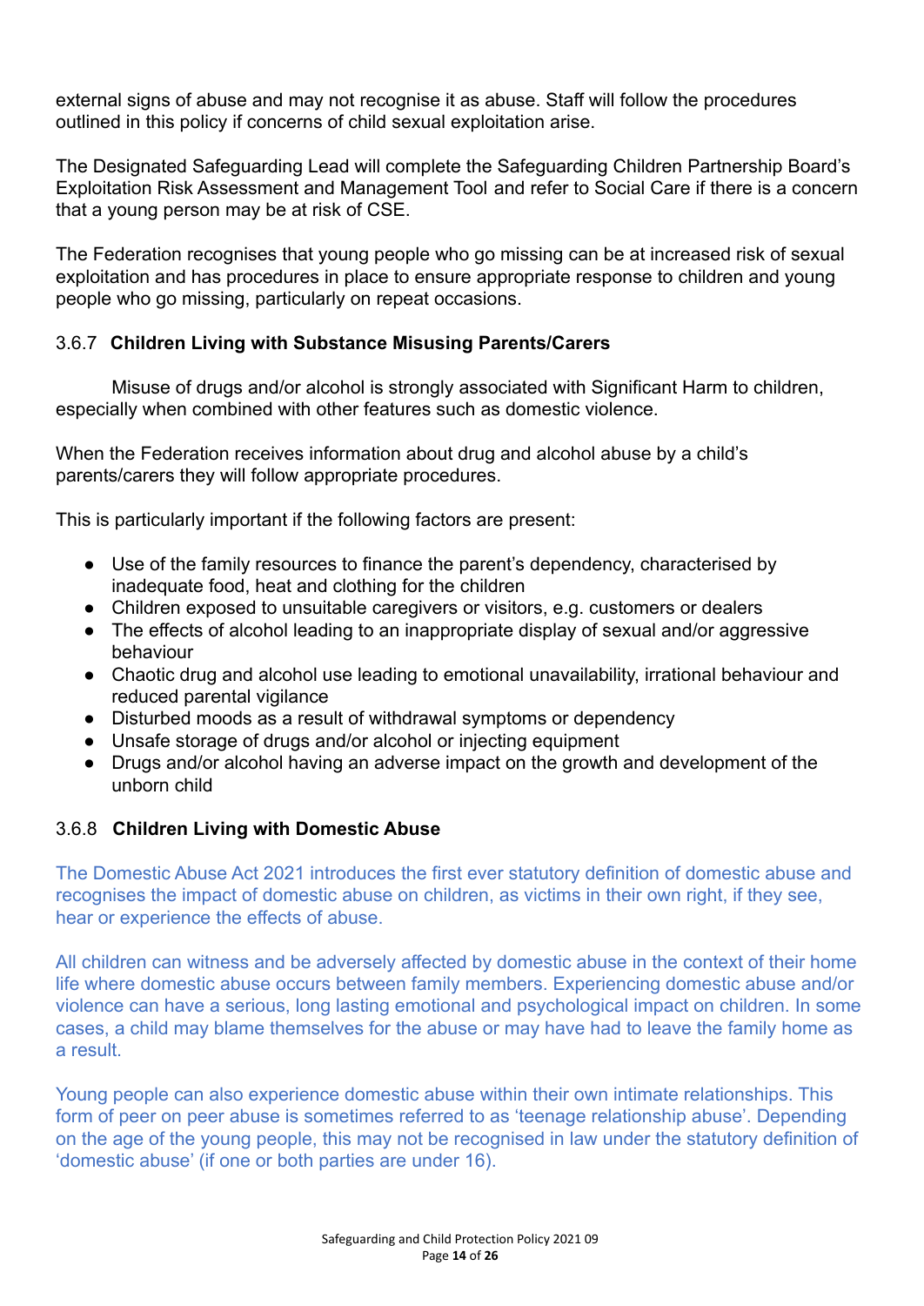external signs of abuse and may not recognise it as abuse. Staff will follow the procedures outlined in this policy if concerns of child sexual exploitation arise.

The Designated Safeguarding Lead will complete the Safeguarding Children Partnership Board's Exploitation Risk Assessment and Management Tool and refer to Social Care if there is a concern that a young person may be at risk of CSE.

The Federation recognises that young people who go missing can be at increased risk of sexual exploitation and has procedures in place to ensure appropriate response to children and young people who go missing, particularly on repeat occasions.

### 3.6.7 **Children Living with Substance Misusing Parents/Carers**

Misuse of drugs and/or alcohol is strongly associated with Significant Harm to children, especially when combined with other features such as domestic violence.

When the Federation receives information about drug and alcohol abuse by a child's parents/carers they will follow appropriate procedures.

This is particularly important if the following factors are present:

- Use of the family resources to finance the parent's dependency, characterised by inadequate food, heat and clothing for the children
- Children exposed to unsuitable caregivers or visitors, e.g. customers or dealers
- The effects of alcohol leading to an inappropriate display of sexual and/or aggressive behaviour
- Chaotic drug and alcohol use leading to emotional unavailability, irrational behaviour and reduced parental vigilance
- Disturbed moods as a result of withdrawal symptoms or dependency
- Unsafe storage of drugs and/or alcohol or injecting equipment
- Drugs and/or alcohol having an adverse impact on the growth and development of the unborn child

### 3.6.8 **Children Living with Domestic Abuse**

The Domestic Abuse Act 2021 introduces the first ever statutory definition of domestic abuse and recognises the impact of domestic abuse on children, as victims in their own right, if they see, hear or experience the effects of abuse.

All children can witness and be adversely affected by domestic abuse in the context of their home life where domestic abuse occurs between family members. Experiencing domestic abuse and/or violence can have a serious, long lasting emotional and psychological impact on children. In some cases, a child may blame themselves for the abuse or may have had to leave the family home as a result.

Young people can also experience domestic abuse within their own intimate relationships. This form of peer on peer abuse is sometimes referred to as 'teenage relationship abuse'. Depending on the age of the young people, this may not be recognised in law under the statutory definition of 'domestic abuse' (if one or both parties are under 16).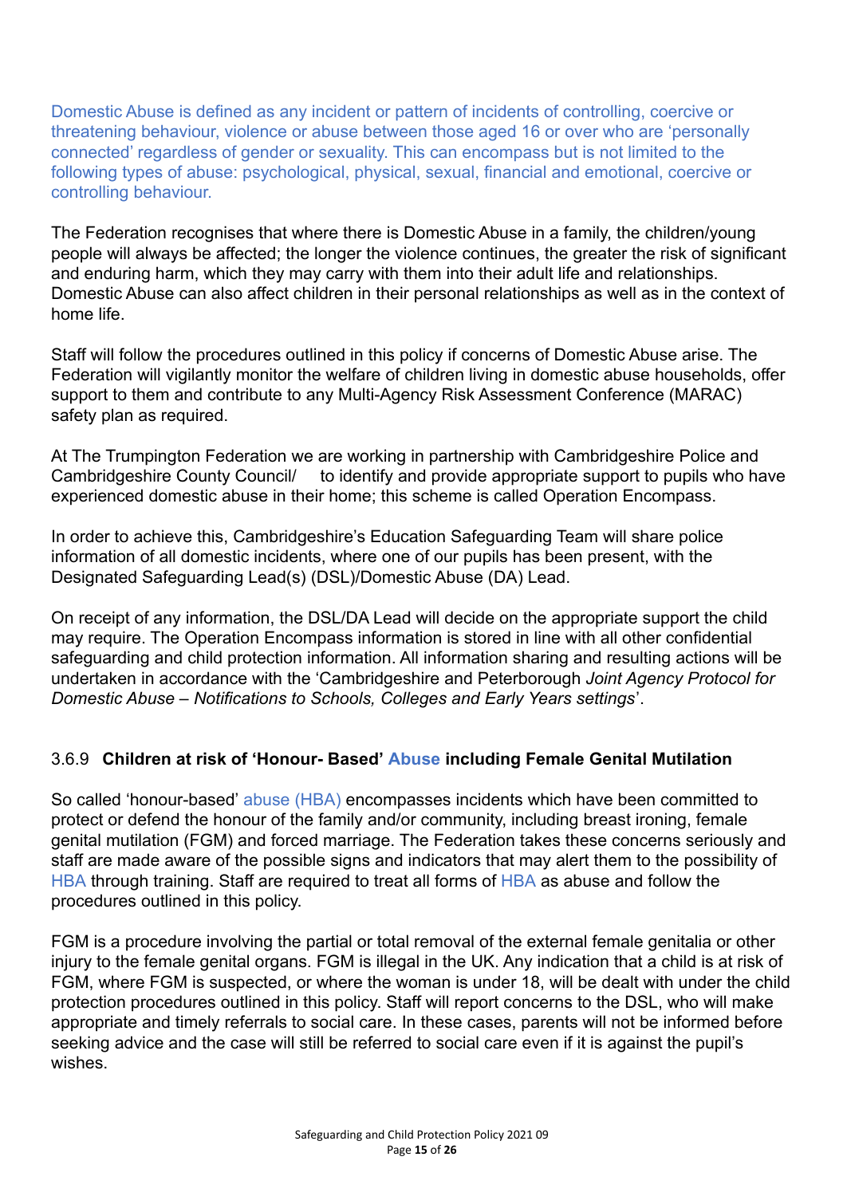Domestic Abuse is defined as any incident or pattern of incidents of controlling, coercive or threatening behaviour, violence or abuse between those aged 16 or over who are 'personally connected' regardless of gender or sexuality. This can encompass but is not limited to the following types of abuse: psychological, physical, sexual, financial and emotional, coercive or controlling behaviour.

The Federation recognises that where there is Domestic Abuse in a family, the children/young people will always be affected; the longer the violence continues, the greater the risk of significant and enduring harm, which they may carry with them into their adult life and relationships. Domestic Abuse can also affect children in their personal relationships as well as in the context of home life.

Staff will follow the procedures outlined in this policy if concerns of Domestic Abuse arise. The Federation will vigilantly monitor the welfare of children living in domestic abuse households, offer support to them and contribute to any Multi-Agency Risk Assessment Conference (MARAC) safety plan as required.

At The Trumpington Federation we are working in partnership with Cambridgeshire Police and Cambridgeshire County Council/ to identify and provide appropriate support to pupils who have experienced domestic abuse in their home; this scheme is called Operation Encompass.

In order to achieve this, Cambridgeshire's Education Safeguarding Team will share police information of all domestic incidents, where one of our pupils has been present, with the Designated Safeguarding Lead(s) (DSL)/Domestic Abuse (DA) Lead.

On receipt of any information, the DSL/DA Lead will decide on the appropriate support the child may require. The Operation Encompass information is stored in line with all other confidential safeguarding and child protection information. All information sharing and resulting actions will be undertaken in accordance with the 'Cambridgeshire and Peterborough *Joint Agency Protocol for Domestic Abuse – Notifications to Schools, Colleges and Early Years settings*'.

### 3.6.9 **Children at risk of 'Honour- Based' Abuse including Female Genital Mutilation**

So called 'honour-based' abuse (HBA) encompasses incidents which have been committed to protect or defend the honour of the family and/or community, including breast ironing, female genital mutilation (FGM) and forced marriage. The Federation takes these concerns seriously and staff are made aware of the possible signs and indicators that may alert them to the possibility of HBA through training. Staff are required to treat all forms of HBA as abuse and follow the procedures outlined in this policy.

FGM is a procedure involving the partial or total removal of the external female genitalia or other injury to the female genital organs. FGM is illegal in the UK. Any indication that a child is at risk of FGM, where FGM is suspected, or where the woman is under 18, will be dealt with under the child protection procedures outlined in this policy. Staff will report concerns to the DSL, who will make appropriate and timely referrals to social care. In these cases, parents will not be informed before seeking advice and the case will still be referred to social care even if it is against the pupil's wishes.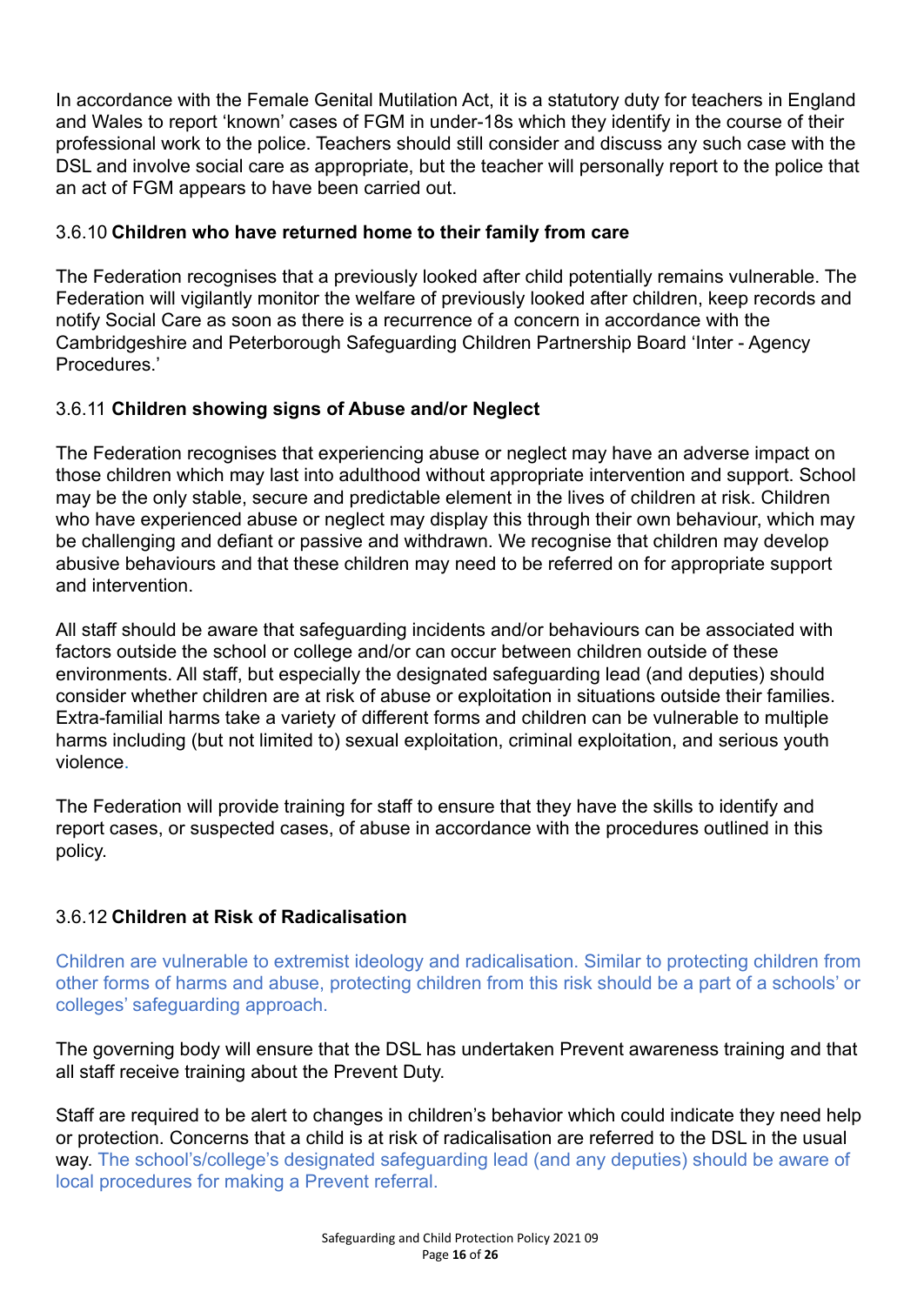In accordance with the Female Genital Mutilation Act, it is a statutory duty for teachers in England and Wales to report 'known' cases of FGM in under-18s which they identify in the course of their professional work to the police. Teachers should still consider and discuss any such case with the DSL and involve social care as appropriate, but the teacher will personally report to the police that an act of FGM appears to have been carried out.

### 3.6.10 **Children who have returned home to their family from care**

The Federation recognises that a previously looked after child potentially remains vulnerable. The Federation will vigilantly monitor the welfare of previously looked after children, keep records and notify Social Care as soon as there is a recurrence of a concern in accordance with the Cambridgeshire and Peterborough Safeguarding Children Partnership Board 'Inter - Agency Procedures.'

### 3.6.11 **Children showing signs of Abuse and/or Neglect**

The Federation recognises that experiencing abuse or neglect may have an adverse impact on those children which may last into adulthood without appropriate intervention and support. School may be the only stable, secure and predictable element in the lives of children at risk. Children who have experienced abuse or neglect may display this through their own behaviour, which may be challenging and defiant or passive and withdrawn. We recognise that children may develop abusive behaviours and that these children may need to be referred on for appropriate support and intervention.

All staff should be aware that safeguarding incidents and/or behaviours can be associated with factors outside the school or college and/or can occur between children outside of these environments. All staff, but especially the designated safeguarding lead (and deputies) should consider whether children are at risk of abuse or exploitation in situations outside their families. Extra-familial harms take a variety of different forms and children can be vulnerable to multiple harms including (but not limited to) sexual exploitation, criminal exploitation, and serious youth violence.

The Federation will provide training for staff to ensure that they have the skills to identify and report cases, or suspected cases, of abuse in accordance with the procedures outlined in this policy.

### 3.6.12 **Children at Risk of Radicalisation**

Children are vulnerable to extremist ideology and radicalisation. Similar to protecting children from other forms of harms and abuse, protecting children from this risk should be a part of a schools' or colleges' safeguarding approach.

The governing body will ensure that the DSL has undertaken Prevent awareness training and that all staff receive training about the Prevent Duty.

Staff are required to be alert to changes in children's behavior which could indicate they need help or protection. Concerns that a child is at risk of radicalisation are referred to the DSL in the usual way. The school's/college's designated safeguarding lead (and any deputies) should be aware of local procedures for making a Prevent referral.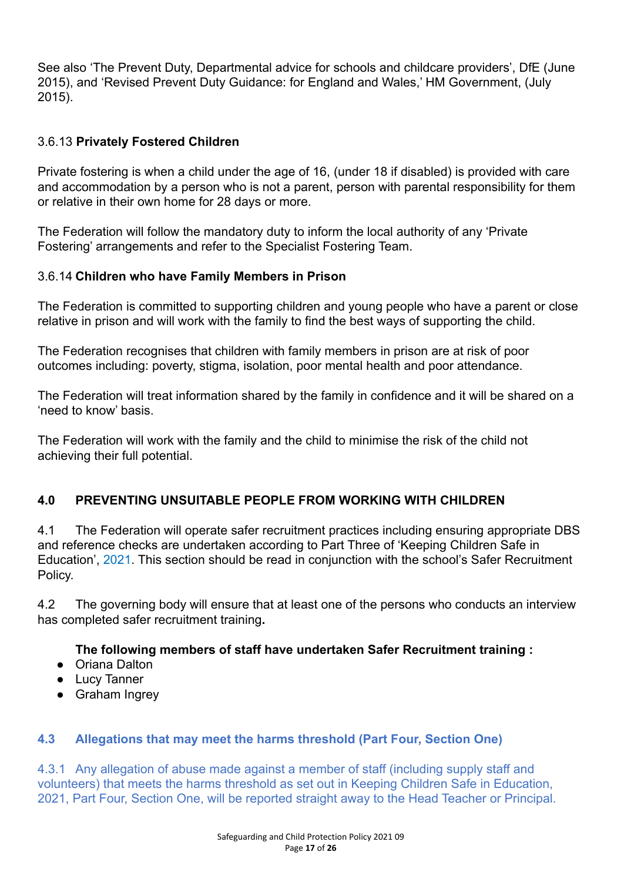See also 'The Prevent Duty, Departmental advice for schools and childcare providers', DfE (June 2015), and 'Revised Prevent Duty Guidance: for England and Wales,' HM Government, (July 2015).

### 3.6.13 **Privately Fostered Children**

Private fostering is when a child under the age of 16, (under 18 if disabled) is provided with care and accommodation by a person who is not a parent, person with parental responsibility for them or relative in their own home for 28 days or more.

The Federation will follow the mandatory duty to inform the local authority of any 'Private Fostering' arrangements and refer to the Specialist Fostering Team.

### 3.6.14 **Children who have Family Members in Prison**

The Federation is committed to supporting children and young people who have a parent or close relative in prison and will work with the family to find the best ways of supporting the child.

The Federation recognises that children with family members in prison are at risk of poor outcomes including: poverty, stigma, isolation, poor mental health and poor attendance.

The Federation will treat information shared by the family in confidence and it will be shared on a 'need to know' basis.

The Federation will work with the family and the child to minimise the risk of the child not achieving their full potential.

## 4.0 PREVENTING UNSUITABLE PEOPLE FROM WORKING WITH CHILDREN

4.1 The Federation will operate safer recruitment practices including ensuring appropriate DBS and reference checks are undertaken according to Part Three of 'Keeping Children Safe in Education', 2021. This section should be read in conjunction with the school's Safer Recruitment Policy.

4.2 The governing body will ensure that at least one of the persons who conducts an interview has completed safer recruitment training**.**

**The following members of staff have undertaken Safer Recruitment training :**

- Oriana Dalton
- Lucy Tanner
- Graham Ingrey

### 4.3 Allegations that may meet the harms threshold (Part Four, Section One)

4.3.1 Any allegation of abuse made against a member of staff (including supply staff and volunteers) that meets the harms threshold as set out in Keeping Children Safe in Education, 2021, Part Four, Section One, will be reported straight away to the Head Teacher or Principal.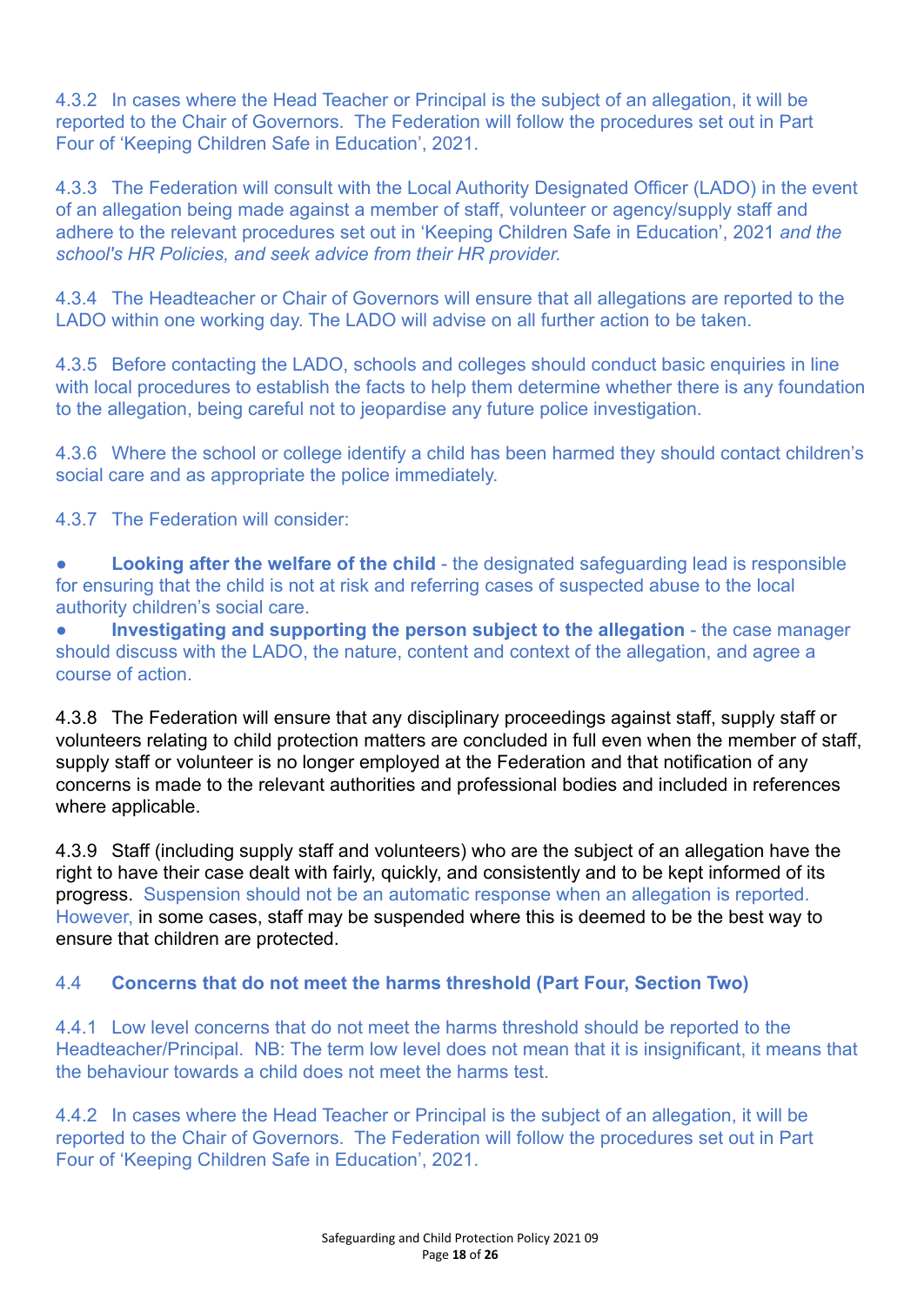4.3.2 In cases where the Head Teacher or Principal is the subject of an allegation, it will be reported to the Chair of Governors. The Federation will follow the procedures set out in Part Four of 'Keeping Children Safe in Education', 2021.

4.3.3 The Federation will consult with the Local Authority Designated Officer (LADO) in the event of an allegation being made against a member of staff, volunteer or agency/supply staff and adhere to the relevant procedures set out in 'Keeping Children Safe in Education', 2021 *and the school's HR Policies, and seek advice from their HR provider.*

4.3.4 The Headteacher or Chair of Governors will ensure that all allegations are reported to the LADO within one working day. The LADO will advise on all further action to be taken.

4.3.5 Before contacting the LADO, schools and colleges should conduct basic enquiries in line with local procedures to establish the facts to help them determine whether there is any foundation to the allegation, being careful not to jeopardise any future police investigation.

4.3.6 Where the school or college identify a child has been harmed they should contact children's social care and as appropriate the police immediately.

4.3.7 The Federation will consider:

- **Looking after the welfare of the child** - the designated safeguarding lead is responsible for ensuring that the child is not at risk and referring cases of suspected abuse to the local authority children's social care.
- **Investigating and supporting the person subject to the allegation** - the case manager should discuss with the LADO, the nature, content and context of the allegation, and agree a course of action.

4.3.8 The Federation will ensure that any disciplinary proceedings against staff, supply staff or volunteers relating to child protection matters are concluded in full even when the member of staff, supply staff or volunteer is no longer employed at the Federation and that notification of any concerns is made to the relevant authorities and professional bodies and included in references where applicable.

4.3.9 Staff (including supply staff and volunteers) who are the subject of an allegation have the right to have their case dealt with fairly, quickly, and consistently and to be kept informed of its progress. Suspension should not be an automatic response when an allegation is reported. However, in some cases, staff may be suspended where this is deemed to be the best way to ensure that children are protected.

### 4.4 Concerns that do not meet the harms threshold (Part Four, Section Two)

4.4.1 Low level concerns that do not meet the harms threshold should be reported to the Headteacher/Principal. NB: The term low level does not mean that it is insignificant, it means that the behaviour towards a child does not meet the harms test.

4.4.2 In cases where the Head Teacher or Principal is the subject of an allegation, it will be reported to the Chair of Governors. The Federation will follow the procedures set out in Part Four of 'Keeping Children Safe in Education', 2021.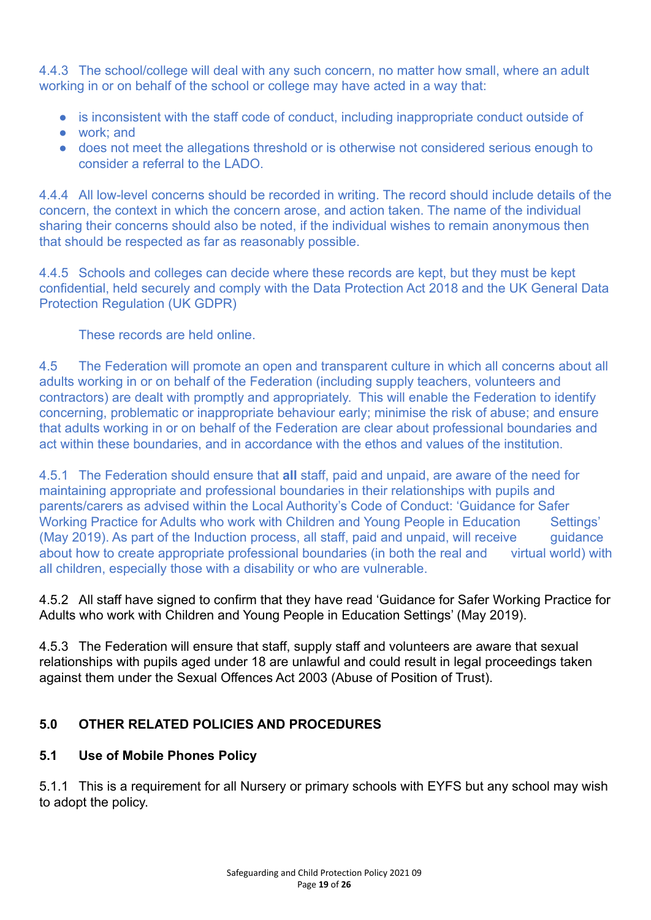4.4.3 The school/college will deal with any such concern, no matter how small, where an adult working in or on behalf of the school or college may have acted in a way that:

- is inconsistent with the staff code of conduct, including inappropriate conduct outside of
- work; and
- does not meet the allegations threshold or is otherwise not considered serious enough to consider a referral to the LADO.

4.4.4 All low-level concerns should be recorded in writing. The record should include details of the concern, the context in which the concern arose, and action taken. The name of the individual sharing their concerns should also be noted, if the individual wishes to remain anonymous then that should be respected as far as reasonably possible.

4.4.5 Schools and colleges can decide where these records are kept, but they must be kept confidential, held securely and comply with the Data Protection Act 2018 and the UK General Data Protection Regulation (UK GDPR)

These records are held online.

4.5 The Federation will promote an open and transparent culture in which all concerns about all adults working in or on behalf of the Federation (including supply teachers, volunteers and contractors) are dealt with promptly and appropriately. This will enable the Federation to identify concerning, problematic or inappropriate behaviour early; minimise the risk of abuse; and ensure that adults working in or on behalf of the Federation are clear about professional boundaries and act within these boundaries, and in accordance with the ethos and values of the institution.

4.5.1 The Federation should ensure that **all** staff, paid and unpaid, are aware of the need for maintaining appropriate and professional boundaries in their relationships with pupils and parents/carers as advised within the Local Authority's Code of Conduct: 'Guidance for Safer Working Practice for Adults who work with Children and Young People in Education Settings' (May 2019). As part of the Induction process, all staff, paid and unpaid, will receive guidance about how to create appropriate professional boundaries (in both the real and virtual world) with all children, especially those with a disability or who are vulnerable.

4.5.2 All staff have signed to confirm that they have read 'Guidance for Safer Working Practice for Adults who work with Children and Young People in Education Settings' (May 2019).

4.5.3 The Federation will ensure that staff, supply staff and volunteers are aware that sexual relationships with pupils aged under 18 are unlawful and could result in legal proceedings taken against them under the Sexual Offences Act 2003 (Abuse of Position of Trust).

## 5.0 OTHER RELATED POLICIES AND PROCEDURES

### 5.1 Use of Mobile Phones Policy

5.1.1 This is a requirement for all Nursery or primary schools with EYFS but any school may wish to adopt the policy.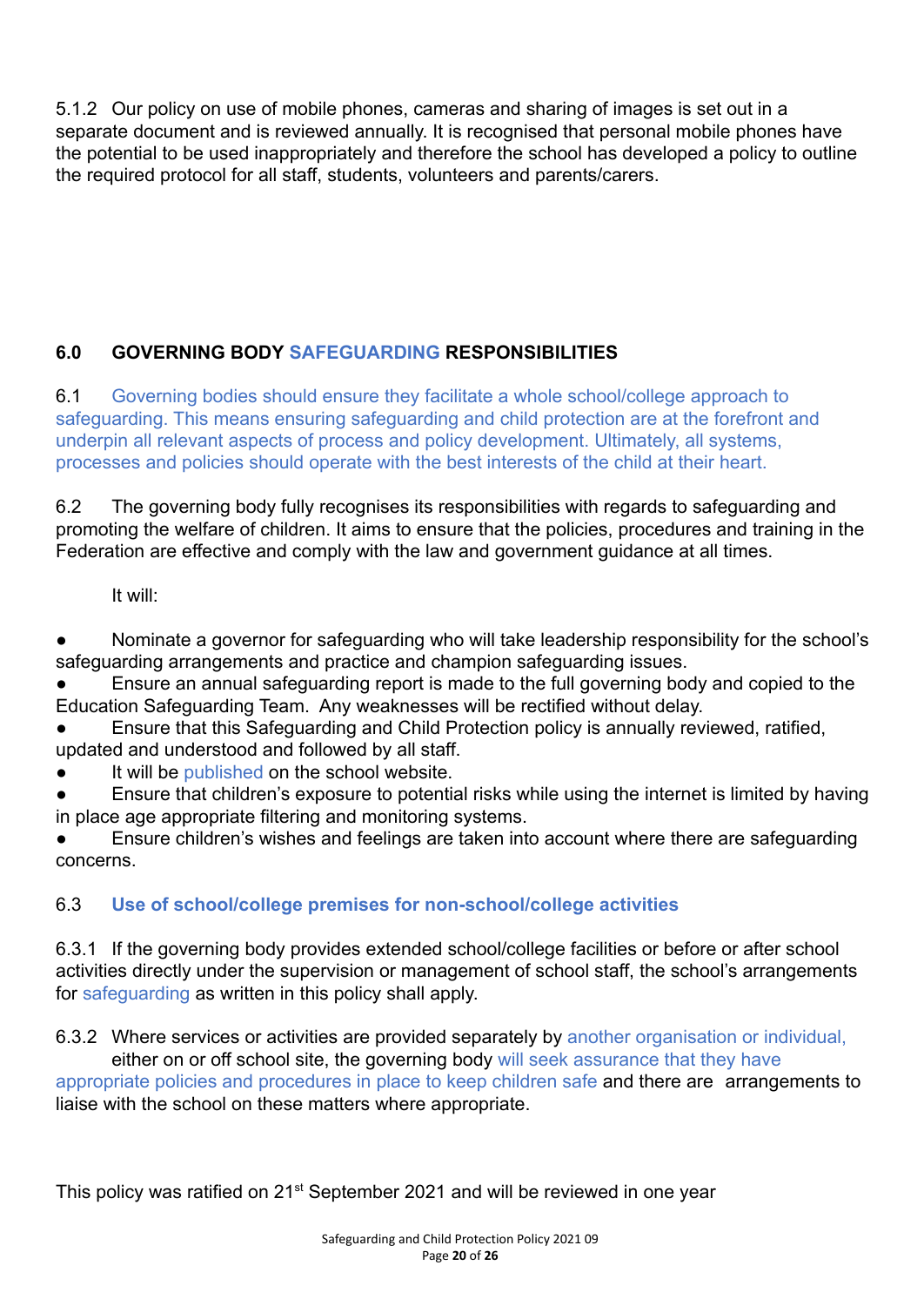5.1.2 Our policy on use of mobile phones, cameras and sharing of images is set out in a separate document and is reviewed annually. It is recognised that personal mobile phones have the potential to be used inappropriately and therefore the school has developed a policy to outline the required protocol for all staff, students, volunteers and parents/carers.

## 6.0 GOVERNING BODY SAFEGUARDING RESPONSIBILITIES

6.1 Governing bodies should ensure they facilitate a whole school/college approach to safeguarding. This means ensuring safeguarding and child protection are at the forefront and underpin all relevant aspects of process and policy development. Ultimately, all systems, processes and policies should operate with the best interests of the child at their heart.

6.2 The governing body fully recognises its responsibilities with regards to safeguarding and promoting the welfare of children. It aims to ensure that the policies, procedures and training in the Federation are effective and comply with the law and government guidance at all times.

It will:

- Nominate a governor for safeguarding who will take leadership responsibility for the school's safeguarding arrangements and practice and champion safeguarding issues.
- Ensure an annual safeguarding report is made to the full governing body and copied to the Education Safeguarding Team. Any weaknesses will be rectified without delay.
- Ensure that this Safeguarding and Child Protection policy is annually reviewed, ratified, updated and understood and followed by all staff.
- It will be published on the school website.
- Ensure that children's exposure to potential risks while using the internet is limited by having in place age appropriate filtering and monitoring systems.
- Ensure children's wishes and feelings are taken into account where there are safeguarding concerns.

### 6.3 Use of school/college premises for non-school/college activities

6.3.1 If the governing body provides extended school/college facilities or before or after school activities directly under the supervision or management of school staff, the school's arrangements for safeguarding as written in this policy shall apply.

6.3.2 Where services or activities are provided separately by another organisation or individual, either on or off school site, the governing body will seek assurance that they have appropriate policies and procedures in place to keep children safe and there are arrangements to liaise with the school on these matters where appropriate.

This policy was ratified on 21st September 2021 and will be reviewed in one year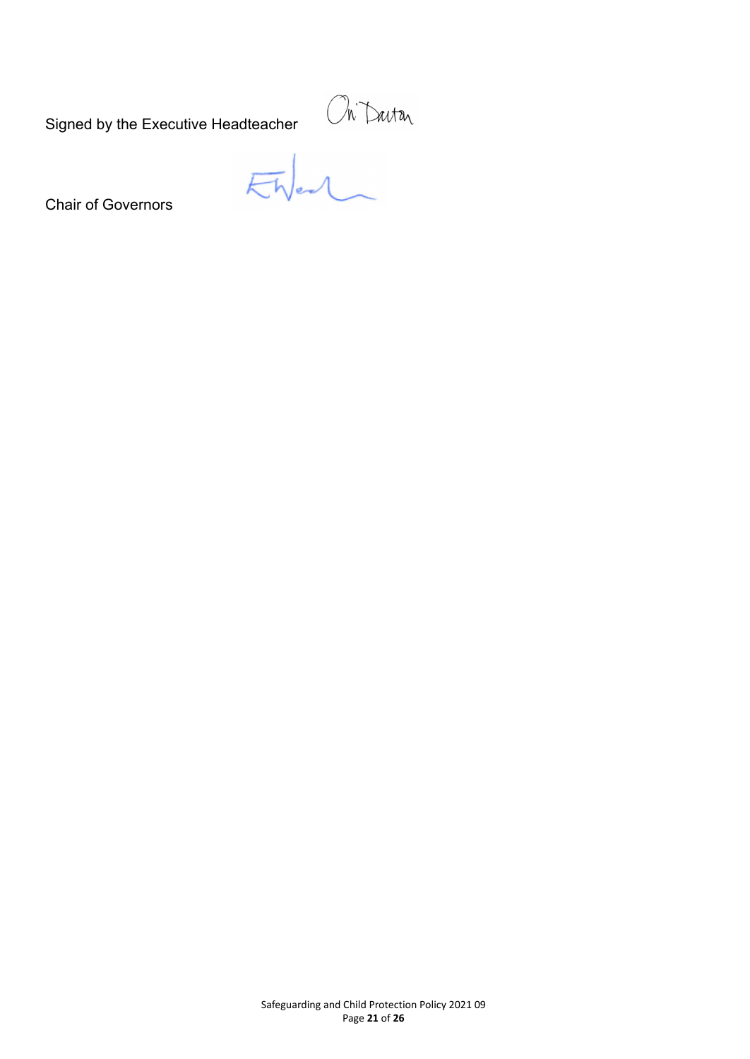Signed by the Executive Headteacher

Chair of Governors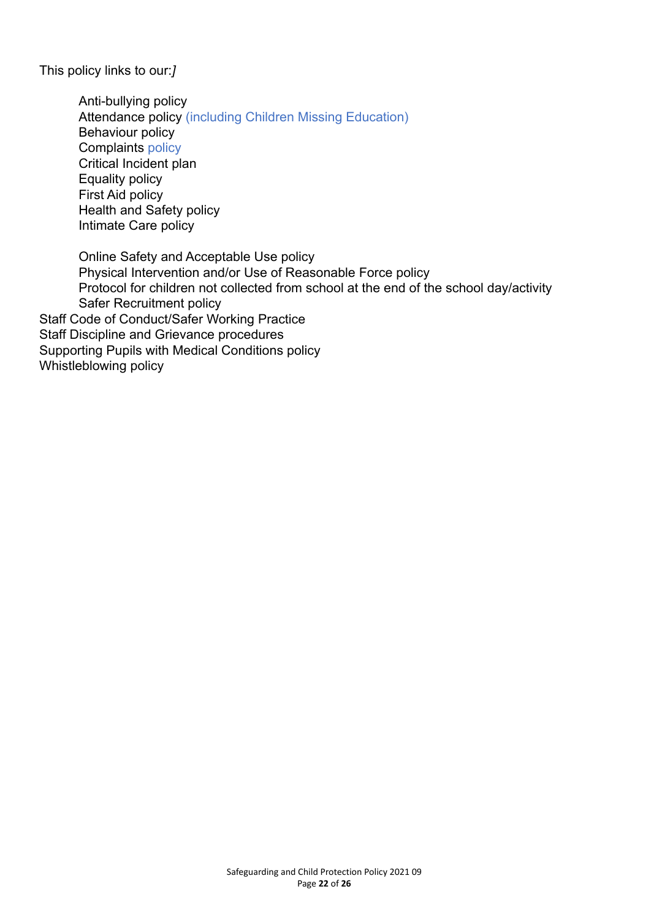This policy links to our:*]*

- Anti-bullying policy
- Attendance policy (including Children Missing Education)
- Behaviour policy
- Complaints policy
- Critical Incident plan
- Equality policy
- First Aid policy
- Health and Safety policy
- Intimate Care policy

- Online Safety and Acceptable Use policy
- Physical Intervention and/or Use of Reasonable Force policy
- Protocol for children not collected from school at the end of the school day/activity
- Safer Recruitment policy

Staff Code of Conduct/Safer Working Practice
Staff Discipline and Grievance procedures
Supporting Pupils with Medical Conditions policy
Whistleblowing policy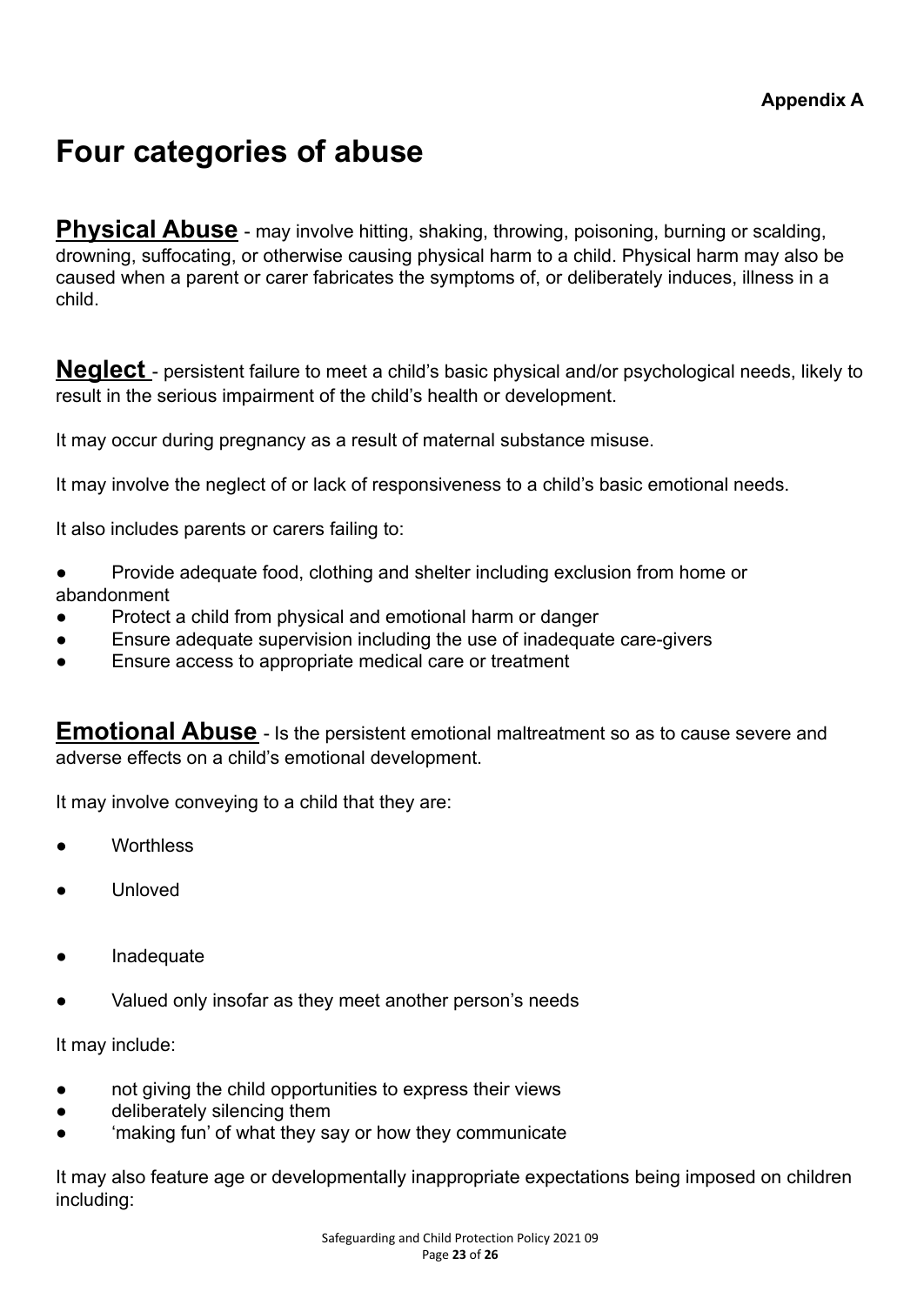**Appendix A**

# Four categories of abuse

**Physical Abuse** - may involve hitting, shaking, throwing, poisoning, burning or scalding, drowning, suffocating, or otherwise causing physical harm to a child. Physical harm may also be caused when a parent or carer fabricates the symptoms of, or deliberately induces, illness in a child.

**Neglect** - persistent failure to meet a child's basic physical and/or psychological needs, likely to result in the serious impairment of the child's health or development.

It may occur during pregnancy as a result of maternal substance misuse.

It may involve the neglect of or lack of responsiveness to a child's basic emotional needs.

It also includes parents or carers failing to:

- Provide adequate food, clothing and shelter including exclusion from home or abandonment
- Protect a child from physical and emotional harm or danger
- Ensure adequate supervision including the use of inadequate care-givers
- Ensure access to appropriate medical care or treatment

**Emotional Abuse** - Is the persistent emotional maltreatment so as to cause severe and adverse effects on a child's emotional development.

It may involve conveying to a child that they are:

- Worthless
- Unloved
- Inadequate
- Valued only insofar as they meet another person's needs

It may include:

- not giving the child opportunities to express their views
- deliberately silencing them
- 'making fun' of what they say or how they communicate

It may also feature age or developmentally inappropriate expectations being imposed on children including: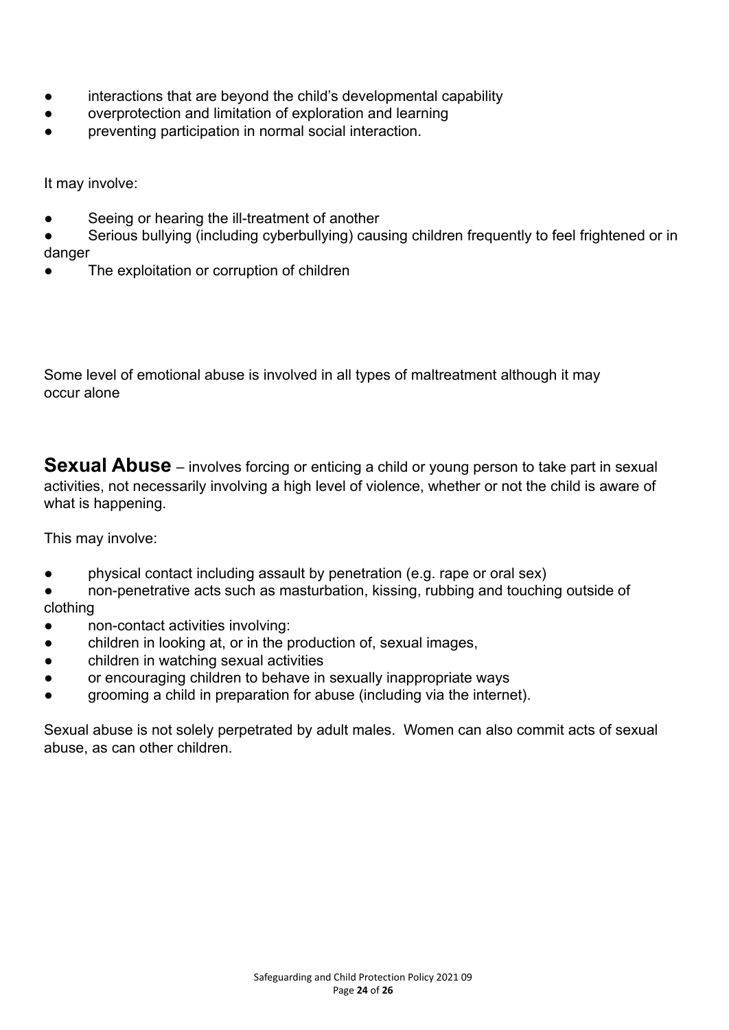- interactions that are beyond the child's developmental capability
- overprotection and limitation of exploration and learning
- preventing participation in normal social interaction.

It may involve:

- Seeing or hearing the ill-treatment of another
- Serious bullying (including cyberbullying) causing children frequently to feel frightened or in danger
- The exploitation or corruption of children

Some level of emotional abuse is involved in all types of maltreatment although it may occur alone

**Sexual Abuse** – involves forcing or enticing a child or young person to take part in sexual activities, not necessarily involving a high level of violence, whether or not the child is aware of what is happening.

This may involve:

- physical contact including assault by penetration (e.g. rape or oral sex)
- non-penetrative acts such as masturbation, kissing, rubbing and touching outside of clothing
- non-contact activities involving:
- children in looking at, or in the production of, sexual images,
- children in watching sexual activities
- or encouraging children to behave in sexually inappropriate ways
- grooming a child in preparation for abuse (including via the internet).

Sexual abuse is not solely perpetrated by adult males. Women can also commit acts of sexual abuse, as can other children.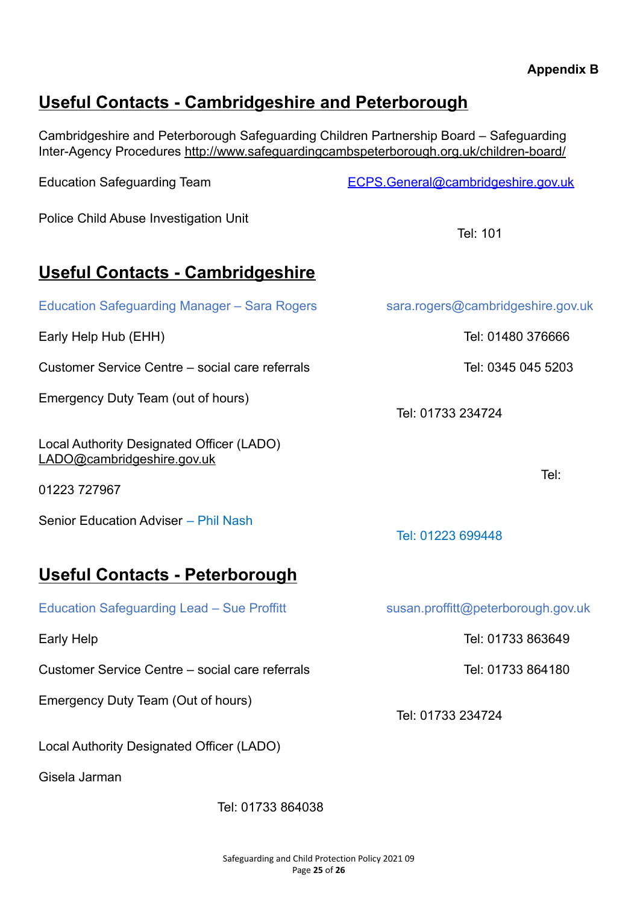**Appendix B**

## Useful Contacts - Cambridgeshire and Peterborough

Cambridgeshire and Peterborough Safeguarding Children Partnership Board – Safeguarding Inter-Agency Procedures http://www.safeguardingcambspeterborough.org.uk/children-board/

Education Safeguarding Team ECPS.General@cambridgeshire.gov.uk

Police Child Abuse Investigation Unit Tel: 101

## Useful Contacts - Cambridgeshire

Education Safeguarding Manager – Sara Rogers sara.rogers@cambridgeshire.gov.uk

Early Help Hub (EHH) Tel: 01480 376666

Customer Service Centre – social care referrals Tel: 0345 045 5203

Emergency Duty Team (out of hours) Tel: 01733 234724

Local Authority Designated Officer (LADO) LADO@cambridgeshire.gov.uk Tel: 01223 727967

Senior Education Adviser – Phil Nash Tel: 01223 699448

## Useful Contacts - Peterborough

Education Safeguarding Lead – Sue Proffitt susan.proffitt@peterborough.gov.uk

Early Help Tel: 01733 863649

Customer Service Centre – social care referrals Tel: 01733 864180

Emergency Duty Team (Out of hours) Tel: 01733 234724

Local Authority Designated Officer (LADO)

Gisela Jarman

Tel: 01733 864038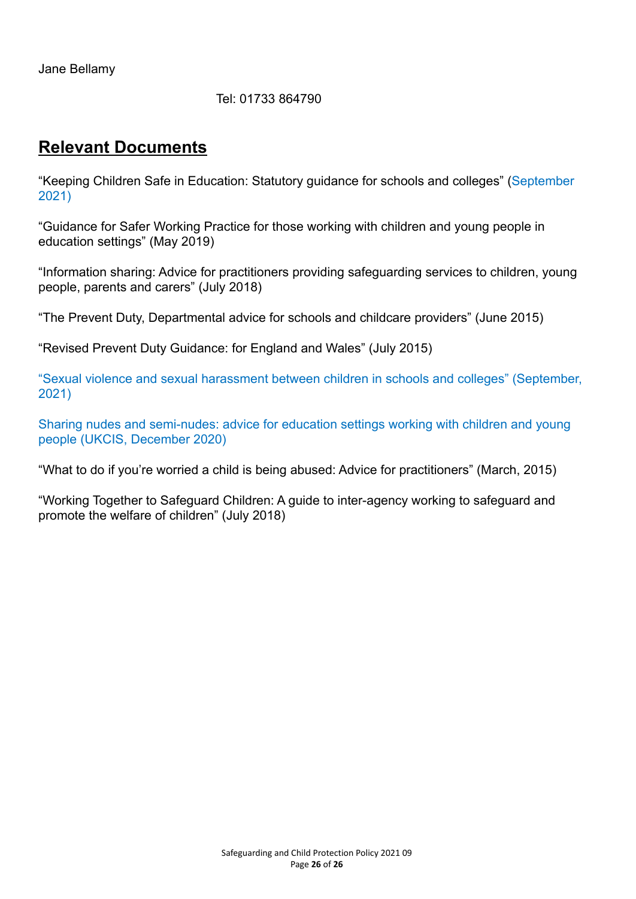Jane Bellamy

Tel: 01733 864790

## Relevant Documents

"Keeping Children Safe in Education: Statutory guidance for schools and colleges" (September 2021)

"Guidance for Safer Working Practice for those working with children and young people in education settings" (May 2019)

"Information sharing: Advice for practitioners providing safeguarding services to children, young people, parents and carers" (July 2018)

"The Prevent Duty, Departmental advice for schools and childcare providers" (June 2015)

"Revised Prevent Duty Guidance: for England and Wales" (July 2015)

"Sexual violence and sexual harassment between children in schools and colleges" (September, 2021)

Sharing nudes and semi-nudes: advice for education settings working with children and young people (UKCIS, December 2020)

"What to do if you're worried a child is being abused: Advice for practitioners" (March, 2015)

"Working Together to Safeguard Children: A guide to inter-agency working to safeguard and promote the welfare of children" (July 2018)